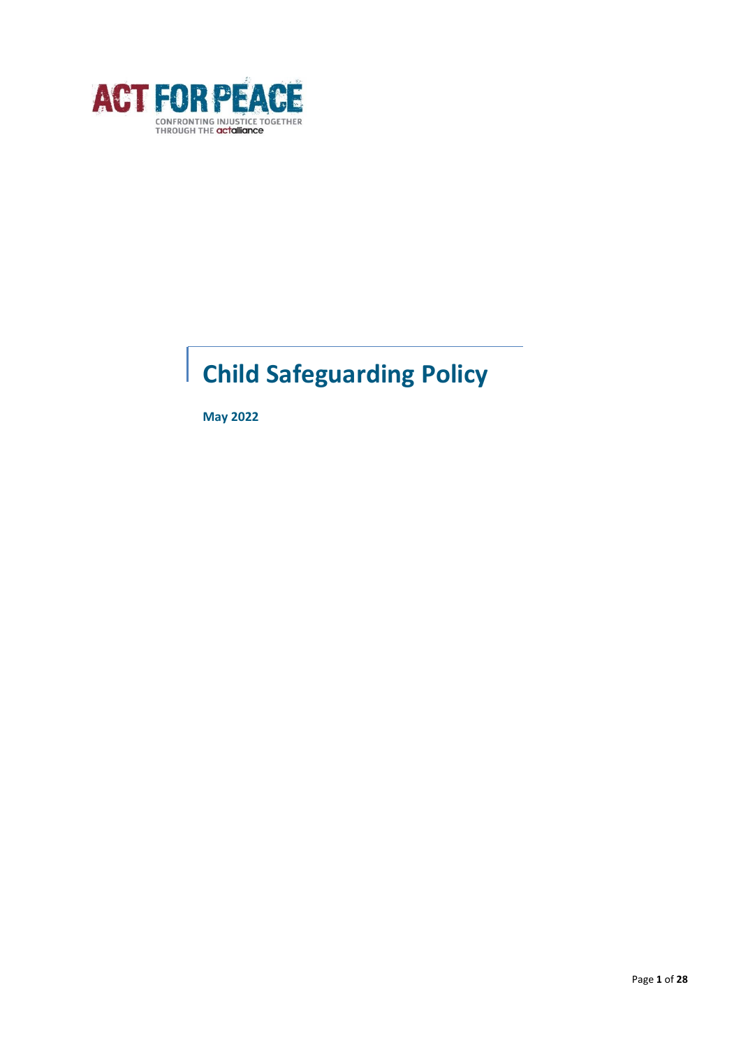ACT FOR PEACE

CONFRONTING INJUSTICE TOGETHER THROUGH THE actalliance

# Child Safeguarding Policy

**May 2022**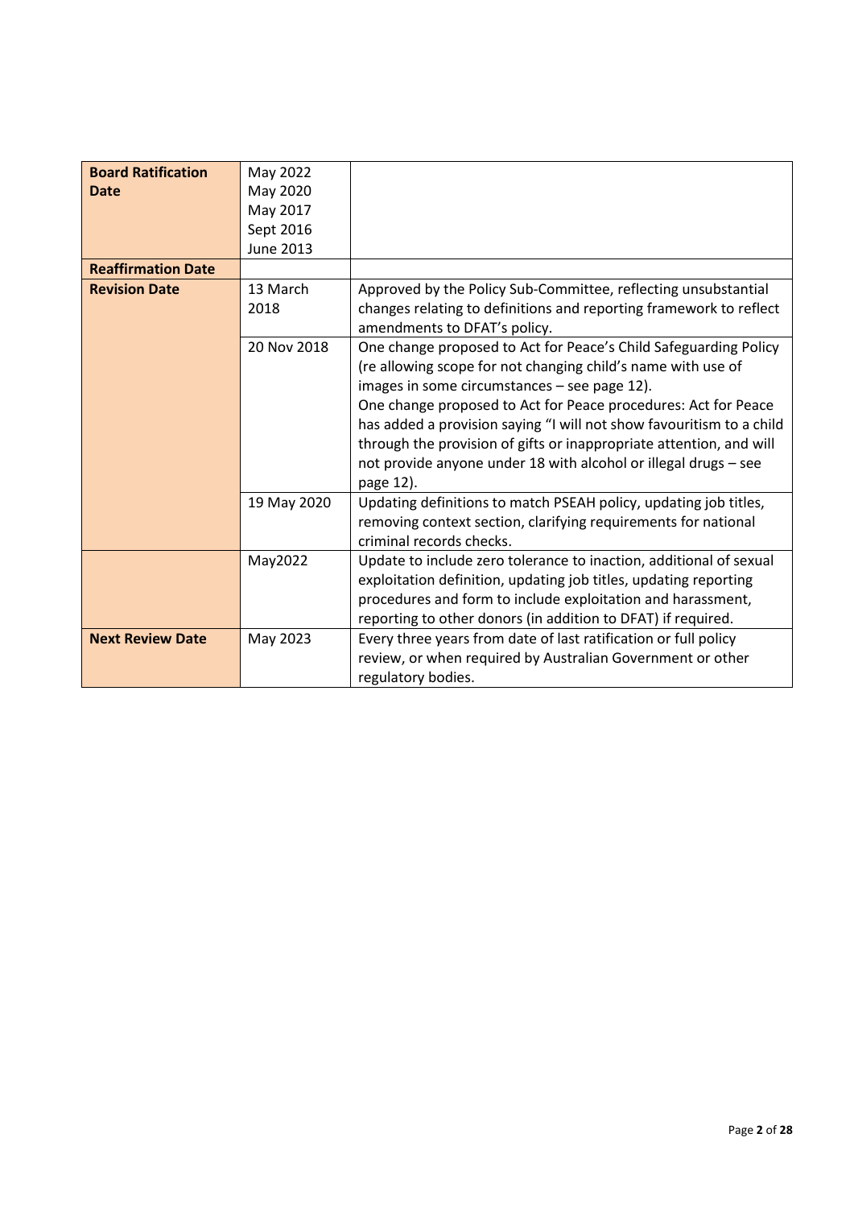| **Board Ratification Date** | May 2022<br>May 2020<br>May 2017<br>Sept 2016<br>June 2013 | |
|---|---|---|
| **Reaffirmation Date** | | |
| **Revision Date** | 13 March 2018 | Approved by the Policy Sub-Committee, reflecting unsubstantial changes relating to definitions and reporting framework to reflect amendments to DFAT's policy. |
| | 20 Nov 2018 | One change proposed to Act for Peace's Child Safeguarding Policy (re allowing scope for not changing child's name with use of images in some circumstances – see page 12).<br>One change proposed to Act for Peace procedures: Act for Peace has added a provision saying "I will not show favouritism to a child through the provision of gifts or inappropriate attention, and will not provide anyone under 18 with alcohol or illegal drugs – see page 12). |
| | 19 May 2020 | Updating definitions to match PSEAH policy, updating job titles, removing context section, clarifying requirements for national criminal records checks. |
| | May2022 | Update to include zero tolerance to inaction, additional of sexual exploitation definition, updating job titles, updating reporting procedures and form to include exploitation and harassment, reporting to other donors (in addition to DFAT) if required. |
| **Next Review Date** | May 2023 | Every three years from date of last ratification or full policy review, or when required by Australian Government or other regulatory bodies. |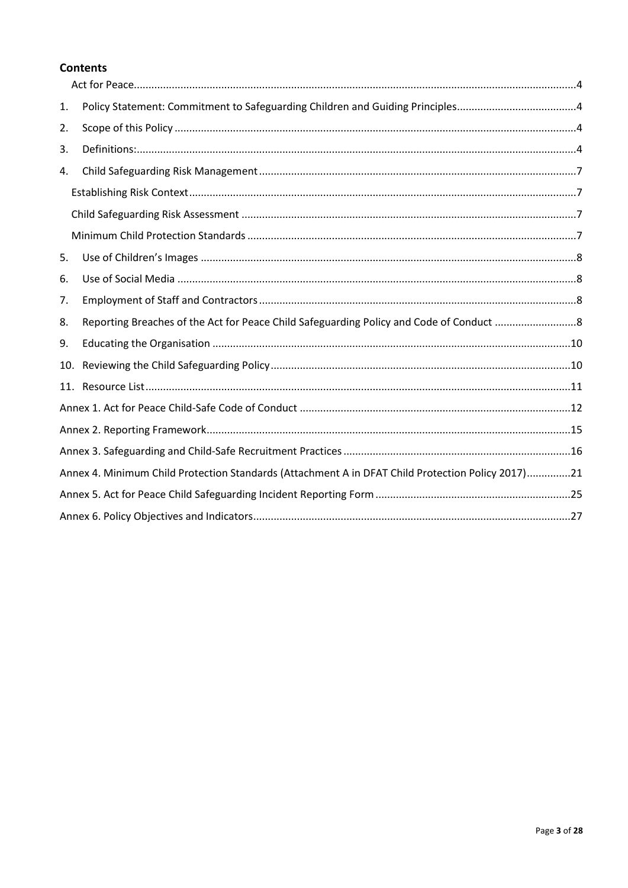## Contents

- Act for Peace ..... 4
- 1. Policy Statement: Commitment to Safeguarding Children and Guiding Principles ..... 4
- 2. Scope of this Policy ..... 4
- 3. Definitions: ..... 4
- 4. Child Safeguarding Risk Management ..... 7
  - Establishing Risk Context ..... 7
  - Child Safeguarding Risk Assessment ..... 7
  - Minimum Child Protection Standards ..... 7
- 5. Use of Children's Images ..... 8
- 6. Use of Social Media ..... 8
- 7. Employment of Staff and Contractors ..... 8
- 8. Reporting Breaches of the Act for Peace Child Safeguarding Policy and Code of Conduct ..... 8
- 9. Educating the Organisation ..... 10
- 10. Reviewing the Child Safeguarding Policy ..... 10
- 11. Resource List ..... 11
- Annex 1. Act for Peace Child-Safe Code of Conduct ..... 12
- Annex 2. Reporting Framework ..... 15
- Annex 3. Safeguarding and Child-Safe Recruitment Practices ..... 16
- Annex 4. Minimum Child Protection Standards (Attachment A in DFAT Child Protection Policy 2017) ..... 21
- Annex 5. Act for Peace Child Safeguarding Incident Reporting Form ..... 25
- Annex 6. Policy Objectives and Indicators ..... 27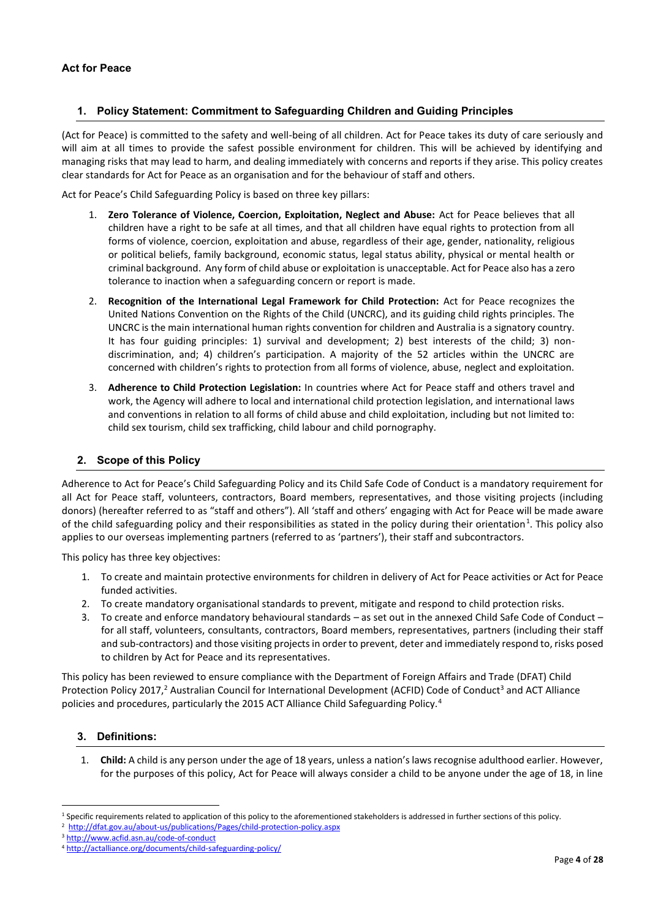**Act for Peace**

## 1. Policy Statement: Commitment to Safeguarding Children and Guiding Principles

(Act for Peace) is committed to the safety and well-being of all children. Act for Peace takes its duty of care seriously and will aim at all times to provide the safest possible environment for children. This will be achieved by identifying and managing risks that may lead to harm, and dealing immediately with concerns and reports if they arise. This policy creates clear standards for Act for Peace as an organisation and for the behaviour of staff and others.

Act for Peace's Child Safeguarding Policy is based on three key pillars:

1. **Zero Tolerance of Violence, Coercion, Exploitation, Neglect and Abuse:** Act for Peace believes that all children have a right to be safe at all times, and that all children have equal rights to protection from all forms of violence, coercion, exploitation and abuse, regardless of their age, gender, nationality, religious or political beliefs, family background, economic status, legal status ability, physical or mental health or criminal background. Any form of child abuse or exploitation is unacceptable. Act for Peace also has a zero tolerance to inaction when a safeguarding concern or report is made.

2. **Recognition of the International Legal Framework for Child Protection:** Act for Peace recognizes the United Nations Convention on the Rights of the Child (UNCRC), and its guiding child rights principles. The UNCRC is the main international human rights convention for children and Australia is a signatory country. It has four guiding principles: 1) survival and development; 2) best interests of the child; 3) non-discrimination, and; 4) children's participation. A majority of the 52 articles within the UNCRC are concerned with children's rights to protection from all forms of violence, abuse, neglect and exploitation.

3. **Adherence to Child Protection Legislation:** In countries where Act for Peace staff and others travel and work, the Agency will adhere to local and international child protection legislation, and international laws and conventions in relation to all forms of child abuse and child exploitation, including but not limited to: child sex tourism, child sex trafficking, child labour and child pornography.

## 2. Scope of this Policy

Adherence to Act for Peace's Child Safeguarding Policy and its Child Safe Code of Conduct is a mandatory requirement for all Act for Peace staff, volunteers, contractors, Board members, representatives, and those visiting projects (including donors) (hereafter referred to as "staff and others"). All 'staff and others' engaging with Act for Peace will be made aware of the child safeguarding policy and their responsibilities as stated in the policy during their orientation[1]. This policy also applies to our overseas implementing partners (referred to as 'partners'), their staff and subcontractors.

This policy has three key objectives:

1. To create and maintain protective environments for children in delivery of Act for Peace activities or Act for Peace funded activities.
2. To create mandatory organisational standards to prevent, mitigate and respond to child protection risks.
3. To create and enforce mandatory behavioural standards – as set out in the annexed Child Safe Code of Conduct – for all staff, volunteers, consultants, contractors, Board members, representatives, partners (including their staff and sub-contractors) and those visiting projects in order to prevent, deter and immediately respond to, risks posed to children by Act for Peace and its representatives.

This policy has been reviewed to ensure compliance with the Department of Foreign Affairs and Trade (DFAT) Child Protection Policy 2017,[2] Australian Council for International Development (ACFID) Code of Conduct[3] and ACT Alliance policies and procedures, particularly the 2015 ACT Alliance Child Safeguarding Policy.[4]

## 3. Definitions:

1. **Child:** A child is any person under the age of 18 years, unless a nation's laws recognise adulthood earlier. However, for the purposes of this policy, Act for Peace will always consider a child to be anyone under the age of 18, in line

---

[1] Specific requirements related to application of this policy to the aforementioned stakeholders is addressed in further sections of this policy.

[2] http://dfat.gov.au/about-us/publications/Pages/child-protection-policy.aspx

[3] http://www.acfid.asn.au/code-of-conduct

[4] http://actalliance.org/documents/child-safeguarding-policy/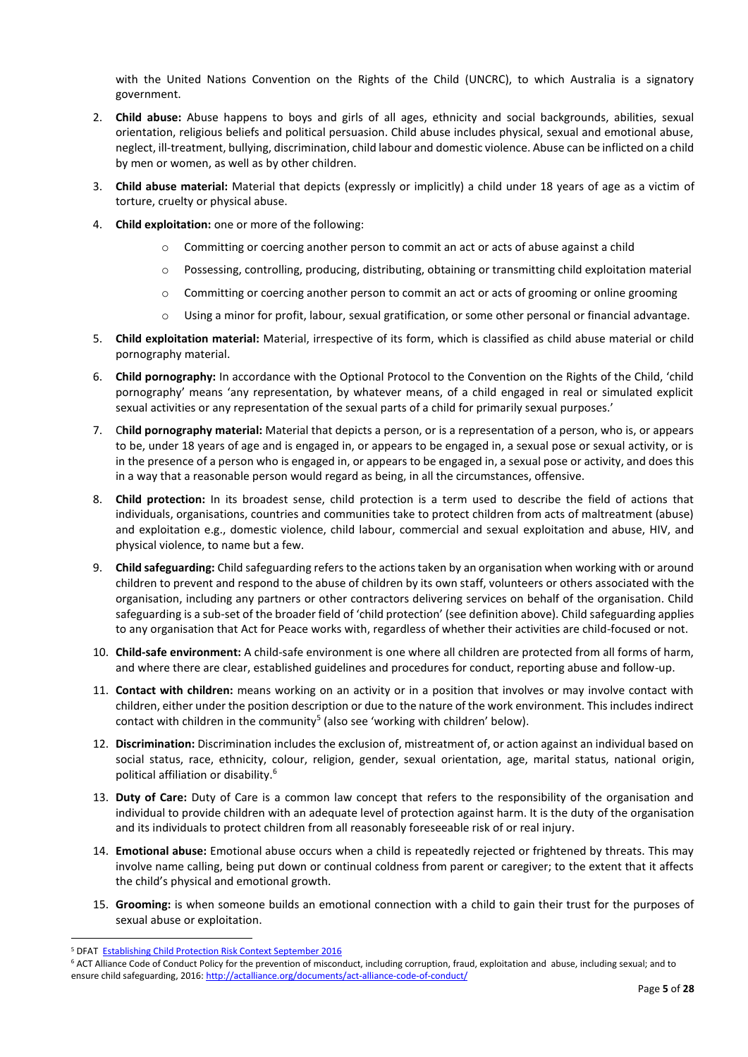with the United Nations Convention on the Rights of the Child (UNCRC), to which Australia is a signatory government.

2. **Child abuse:** Abuse happens to boys and girls of all ages, ethnicity and social backgrounds, abilities, sexual orientation, religious beliefs and political persuasion. Child abuse includes physical, sexual and emotional abuse, neglect, ill-treatment, bullying, discrimination, child labour and domestic violence. Abuse can be inflicted on a child by men or women, as well as by other children.

3. **Child abuse material:** Material that depicts (expressly or implicitly) a child under 18 years of age as a victim of torture, cruelty or physical abuse.

4. **Child exploitation:** one or more of the following:
   - Committing or coercing another person to commit an act or acts of abuse against a child
   - Possessing, controlling, producing, distributing, obtaining or transmitting child exploitation material
   - Committing or coercing another person to commit an act or acts of grooming or online grooming
   - Using a minor for profit, labour, sexual gratification, or some other personal or financial advantage.

5. **Child exploitation material:** Material, irrespective of its form, which is classified as child abuse material or child pornography material.

6. **Child pornography:** In accordance with the Optional Protocol to the Convention on the Rights of the Child, 'child pornography' means 'any representation, by whatever means, of a child engaged in real or simulated explicit sexual activities or any representation of the sexual parts of a child for primarily sexual purposes.'

7. C**hild pornography material:** Material that depicts a person, or is a representation of a person, who is, or appears to be, under 18 years of age and is engaged in, or appears to be engaged in, a sexual pose or sexual activity, or is in the presence of a person who is engaged in, or appears to be engaged in, a sexual pose or activity, and does this in a way that a reasonable person would regard as being, in all the circumstances, offensive.

8. **Child protection:** In its broadest sense, child protection is a term used to describe the field of actions that individuals, organisations, countries and communities take to protect children from acts of maltreatment (abuse) and exploitation e.g., domestic violence, child labour, commercial and sexual exploitation and abuse, HIV, and physical violence, to name but a few.

9. **Child safeguarding:** Child safeguarding refers to the actions taken by an organisation when working with or around children to prevent and respond to the abuse of children by its own staff, volunteers or others associated with the organisation, including any partners or other contractors delivering services on behalf of the organisation. Child safeguarding is a sub-set of the broader field of 'child protection' (see definition above). Child safeguarding applies to any organisation that Act for Peace works with, regardless of whether their activities are child-focused or not.

10. **Child-safe environment:** A child-safe environment is one where all children are protected from all forms of harm, and where there are clear, established guidelines and procedures for conduct, reporting abuse and follow-up.

11. **Contact with children:** means working on an activity or in a position that involves or may involve contact with children, either under the position description or due to the nature of the work environment. This includes indirect contact with children in the community[5] (also see 'working with children' below).

12. **Discrimination:** Discrimination includes the exclusion of, mistreatment of, or action against an individual based on social status, race, ethnicity, colour, religion, gender, sexual orientation, age, marital status, national origin, political affiliation or disability.[6]

13. **Duty of Care:** Duty of Care is a common law concept that refers to the responsibility of the organisation and individual to provide children with an adequate level of protection against harm. It is the duty of the organisation and its individuals to protect children from all reasonably foreseeable risk of or real injury.

14. **Emotional abuse:** Emotional abuse occurs when a child is repeatedly rejected or frightened by threats. This may involve name calling, being put down or continual coldness from parent or caregiver; to the extent that it affects the child's physical and emotional growth.

15. **Grooming:** is when someone builds an emotional connection with a child to gain their trust for the purposes of sexual abuse or exploitation.

---

[5] DFAT Establishing Child Protection Risk Context September 2016

[6] ACT Alliance Code of Conduct Policy for the prevention of misconduct, including corruption, fraud, exploitation and abuse, including sexual; and to ensure child safeguarding, 2016: http://actalliance.org/documents/act-alliance-code-of-conduct/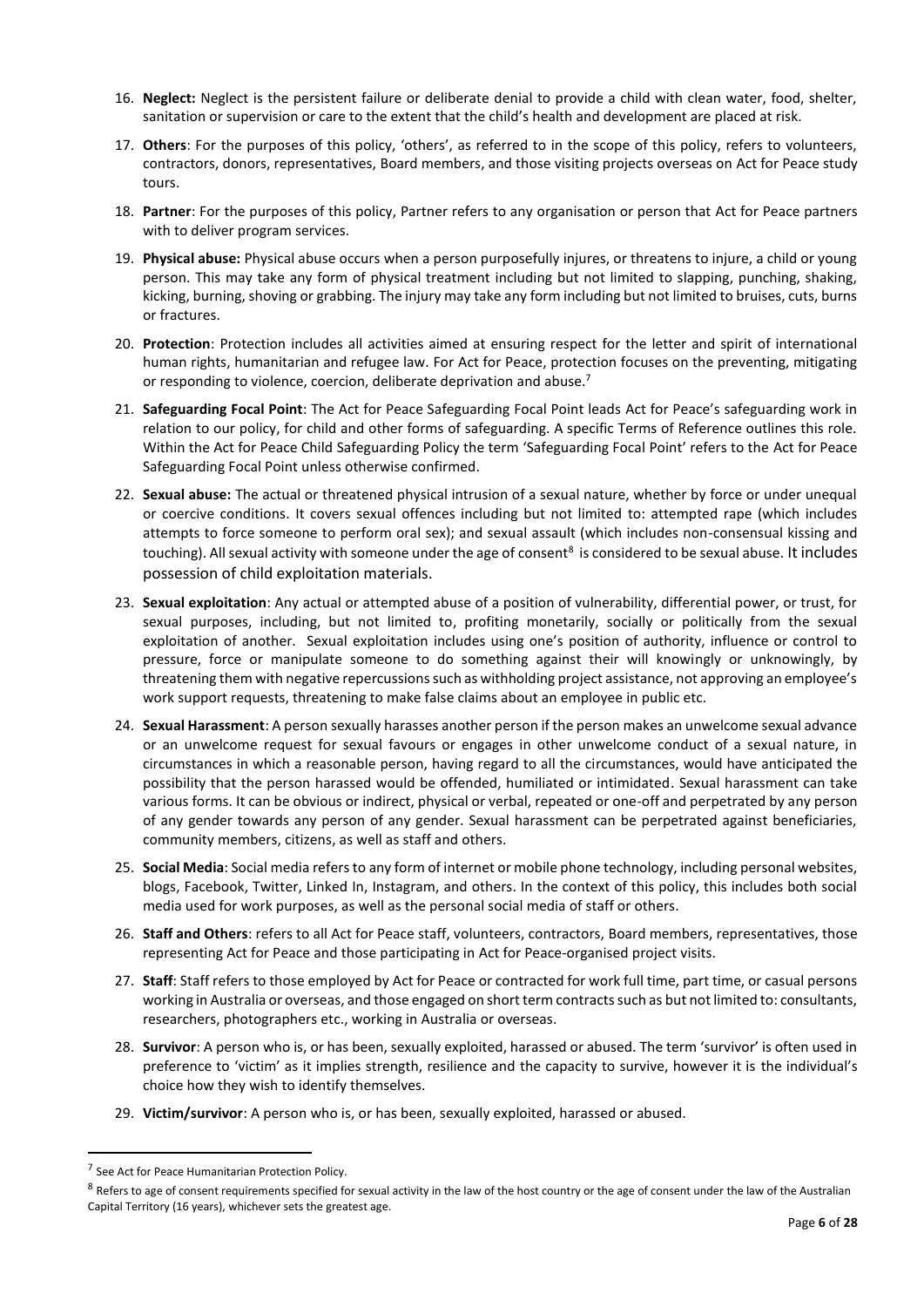16. **Neglect:** Neglect is the persistent failure or deliberate denial to provide a child with clean water, food, shelter, sanitation or supervision or care to the extent that the child's health and development are placed at risk.

17. **Others**: For the purposes of this policy, 'others', as referred to in the scope of this policy, refers to volunteers, contractors, donors, representatives, Board members, and those visiting projects overseas on Act for Peace study tours.

18. **Partner**: For the purposes of this policy, Partner refers to any organisation or person that Act for Peace partners with to deliver program services.

19. **Physical abuse:** Physical abuse occurs when a person purposefully injures, or threatens to injure, a child or young person. This may take any form of physical treatment including but not limited to slapping, punching, shaking, kicking, burning, shoving or grabbing. The injury may take any form including but not limited to bruises, cuts, burns or fractures.

20. **Protection**: Protection includes all activities aimed at ensuring respect for the letter and spirit of international human rights, humanitarian and refugee law. For Act for Peace, protection focuses on the preventing, mitigating or responding to violence, coercion, deliberate deprivation and abuse.[7]

21. **Safeguarding Focal Point**: The Act for Peace Safeguarding Focal Point leads Act for Peace's safeguarding work in relation to our policy, for child and other forms of safeguarding. A specific Terms of Reference outlines this role. Within the Act for Peace Child Safeguarding Policy the term 'Safeguarding Focal Point' refers to the Act for Peace Safeguarding Focal Point unless otherwise confirmed.

22. **Sexual abuse:** The actual or threatened physical intrusion of a sexual nature, whether by force or under unequal or coercive conditions. It covers sexual offences including but not limited to: attempted rape (which includes attempts to force someone to perform oral sex); and sexual assault (which includes non-consensual kissing and touching). All sexual activity with someone under the age of consent[8] is considered to be sexual abuse. It includes possession of child exploitation materials.

23. **Sexual exploitation**: Any actual or attempted abuse of a position of vulnerability, differential power, or trust, for sexual purposes, including, but not limited to, profiting monetarily, socially or politically from the sexual exploitation of another. Sexual exploitation includes using one's position of authority, influence or control to pressure, force or manipulate someone to do something against their will knowingly or unknowingly, by threatening them with negative repercussions such as withholding project assistance, not approving an employee's work support requests, threatening to make false claims about an employee in public etc.

24. **Sexual Harassment**: A person sexually harasses another person if the person makes an unwelcome sexual advance or an unwelcome request for sexual favours or engages in other unwelcome conduct of a sexual nature, in circumstances in which a reasonable person, having regard to all the circumstances, would have anticipated the possibility that the person harassed would be offended, humiliated or intimidated. Sexual harassment can take various forms. It can be obvious or indirect, physical or verbal, repeated or one-off and perpetrated by any person of any gender towards any person of any gender. Sexual harassment can be perpetrated against beneficiaries, community members, citizens, as well as staff and others.

25. **Social Media**: Social media refers to any form of internet or mobile phone technology, including personal websites, blogs, Facebook, Twitter, Linked In, Instagram, and others. In the context of this policy, this includes both social media used for work purposes, as well as the personal social media of staff or others.

26. **Staff and Others**: refers to all Act for Peace staff, volunteers, contractors, Board members, representatives, those representing Act for Peace and those participating in Act for Peace-organised project visits.

27. **Staff**: Staff refers to those employed by Act for Peace or contracted for work full time, part time, or casual persons working in Australia or overseas, and those engaged on short term contracts such as but not limited to: consultants, researchers, photographers etc., working in Australia or overseas.

28. **Survivor**: A person who is, or has been, sexually exploited, harassed or abused. The term 'survivor' is often used in preference to 'victim' as it implies strength, resilience and the capacity to survive, however it is the individual's choice how they wish to identify themselves.

29. **Victim/survivor**: A person who is, or has been, sexually exploited, harassed or abused.

---

[7] See Act for Peace Humanitarian Protection Policy.

[8] Refers to age of consent requirements specified for sexual activity in the law of the host country or the age of consent under the law of the Australian Capital Territory (16 years), whichever sets the greatest age.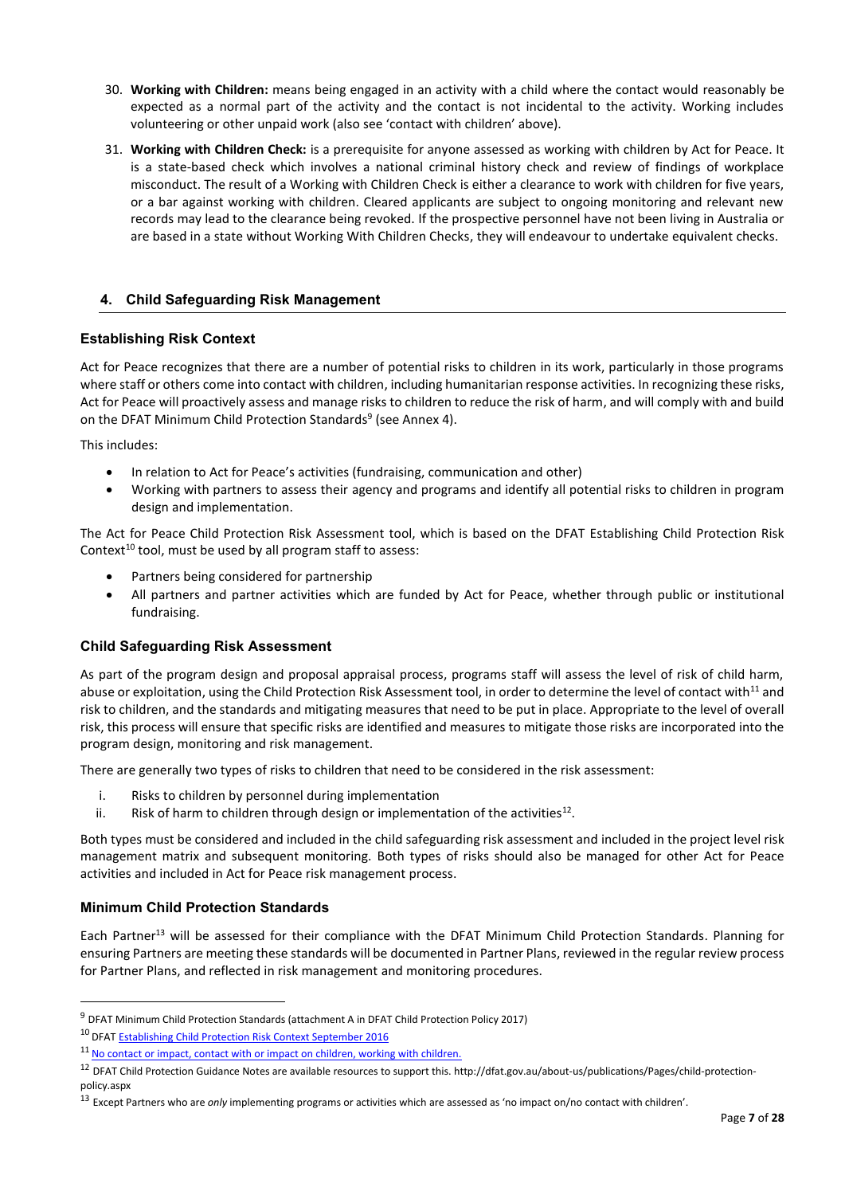30. **Working with Children:** means being engaged in an activity with a child where the contact would reasonably be expected as a normal part of the activity and the contact is not incidental to the activity. Working includes volunteering or other unpaid work (also see 'contact with children' above).

31. **Working with Children Check:** is a prerequisite for anyone assessed as working with children by Act for Peace. It is a state-based check which involves a national criminal history check and review of findings of workplace misconduct. The result of a Working with Children Check is either a clearance to work with children for five years, or a bar against working with children. Cleared applicants are subject to ongoing monitoring and relevant new records may lead to the clearance being revoked. If the prospective personnel have not been living in Australia or are based in a state without Working With Children Checks, they will endeavour to undertake equivalent checks.

## 4. Child Safeguarding Risk Management

### Establishing Risk Context

Act for Peace recognizes that there are a number of potential risks to children in its work, particularly in those programs where staff or others come into contact with children, including humanitarian response activities. In recognizing these risks, Act for Peace will proactively assess and manage risks to children to reduce the risk of harm, and will comply with and build on the DFAT Minimum Child Protection Standards[9] (see Annex 4).

This includes:

- In relation to Act for Peace's activities (fundraising, communication and other)
- Working with partners to assess their agency and programs and identify all potential risks to children in program design and implementation.

The Act for Peace Child Protection Risk Assessment tool, which is based on the DFAT Establishing Child Protection Risk Context[10] tool, must be used by all program staff to assess:

- Partners being considered for partnership
- All partners and partner activities which are funded by Act for Peace, whether through public or institutional fundraising.

### Child Safeguarding Risk Assessment

As part of the program design and proposal appraisal process, programs staff will assess the level of risk of child harm, abuse or exploitation, using the Child Protection Risk Assessment tool, in order to determine the level of contact with[11] and risk to children, and the standards and mitigating measures that need to be put in place. Appropriate to the level of overall risk, this process will ensure that specific risks are identified and measures to mitigate those risks are incorporated into the program design, monitoring and risk management.

There are generally two types of risks to children that need to be considered in the risk assessment:

i. Risks to children by personnel during implementation
ii. Risk of harm to children through design or implementation of the activities[12].

Both types must be considered and included in the child safeguarding risk assessment and included in the project level risk management matrix and subsequent monitoring. Both types of risks should also be managed for other Act for Peace activities and included in Act for Peace risk management process.

### Minimum Child Protection Standards

Each Partner[13] will be assessed for their compliance with the DFAT Minimum Child Protection Standards. Planning for ensuring Partners are meeting these standards will be documented in Partner Plans, reviewed in the regular review process for Partner Plans, and reflected in risk management and monitoring procedures.

---

[9] DFAT Minimum Child Protection Standards (attachment A in DFAT Child Protection Policy 2017)

[10] DFAT Establishing Child Protection Risk Context September 2016

[11] No contact or impact, contact with or impact on children, working with children.

[12] DFAT Child Protection Guidance Notes are available resources to support this. http://dfat.gov.au/about-us/publications/Pages/child-protection-policy.aspx

[13] Except Partners who are *only* implementing programs or activities which are assessed as 'no impact on/no contact with children'.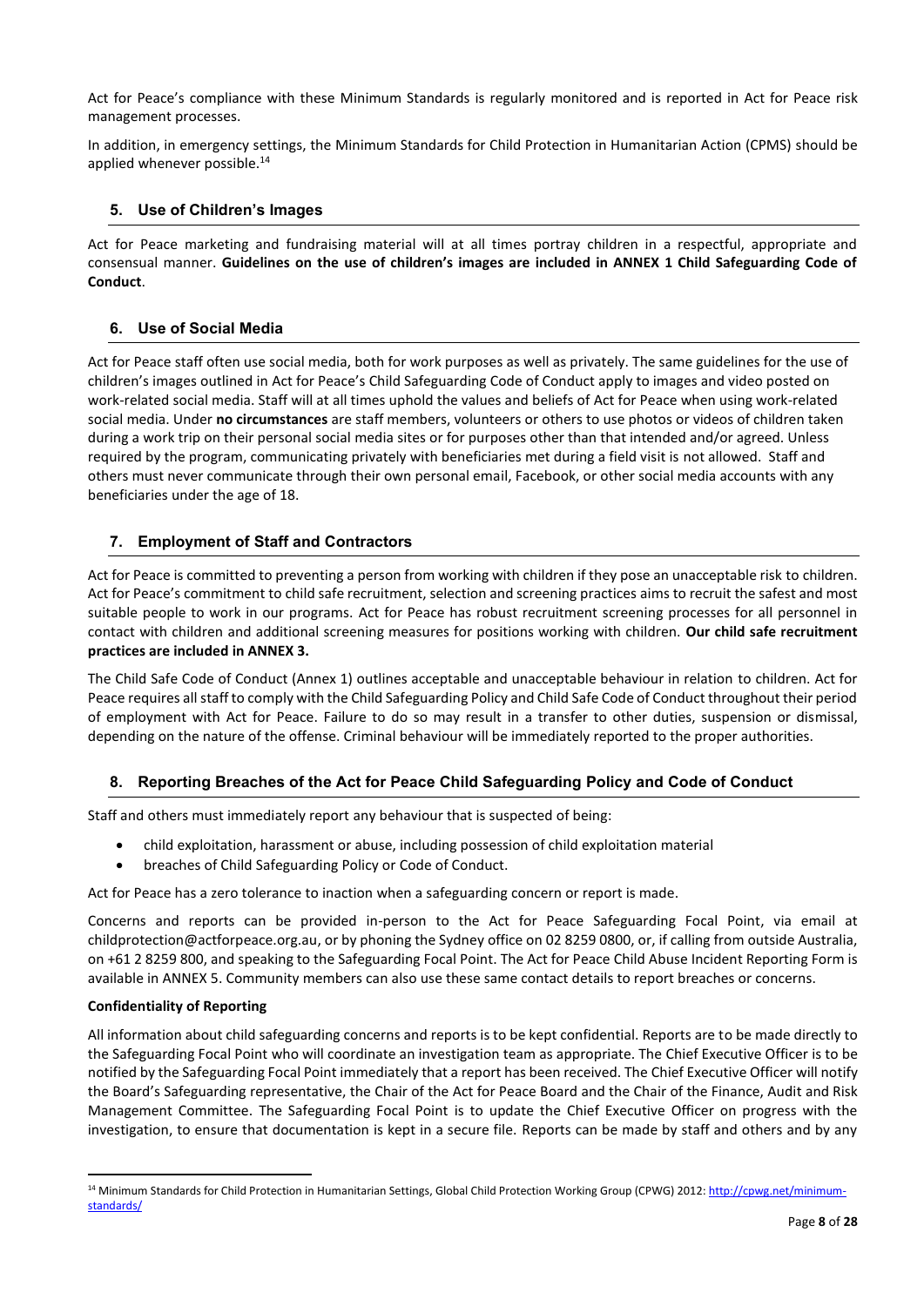Act for Peace's compliance with these Minimum Standards is regularly monitored and is reported in Act for Peace risk management processes.

In addition, in emergency settings, the Minimum Standards for Child Protection in Humanitarian Action (CPMS) should be applied whenever possible.[14]

## 5. Use of Children's Images

Act for Peace marketing and fundraising material will at all times portray children in a respectful, appropriate and consensual manner. **Guidelines on the use of children's images are included in ANNEX 1 Child Safeguarding Code of Conduct**.

## 6. Use of Social Media

Act for Peace staff often use social media, both for work purposes as well as privately. The same guidelines for the use of children's images outlined in Act for Peace's Child Safeguarding Code of Conduct apply to images and video posted on work-related social media. Staff will at all times uphold the values and beliefs of Act for Peace when using work-related social media. Under **no circumstances** are staff members, volunteers or others to use photos or videos of children taken during a work trip on their personal social media sites or for purposes other than that intended and/or agreed. Unless required by the program, communicating privately with beneficiaries met during a field visit is not allowed. Staff and others must never communicate through their own personal email, Facebook, or other social media accounts with any beneficiaries under the age of 18.

## 7. Employment of Staff and Contractors

Act for Peace is committed to preventing a person from working with children if they pose an unacceptable risk to children. Act for Peace's commitment to child safe recruitment, selection and screening practices aims to recruit the safest and most suitable people to work in our programs. Act for Peace has robust recruitment screening processes for all personnel in contact with children and additional screening measures for positions working with children. **Our child safe recruitment practices are included in ANNEX 3.**

The Child Safe Code of Conduct (Annex 1) outlines acceptable and unacceptable behaviour in relation to children. Act for Peace requires all staff to comply with the Child Safeguarding Policy and Child Safe Code of Conduct throughout their period of employment with Act for Peace. Failure to do so may result in a transfer to other duties, suspension or dismissal, depending on the nature of the offense. Criminal behaviour will be immediately reported to the proper authorities.

## 8. Reporting Breaches of the Act for Peace Child Safeguarding Policy and Code of Conduct

Staff and others must immediately report any behaviour that is suspected of being:

- child exploitation, harassment or abuse, including possession of child exploitation material
- breaches of Child Safeguarding Policy or Code of Conduct.

Act for Peace has a zero tolerance to inaction when a safeguarding concern or report is made.

Concerns and reports can be provided in-person to the Act for Peace Safeguarding Focal Point, via email at childprotection@actforpeace.org.au, or by phoning the Sydney office on 02 8259 0800, or, if calling from outside Australia, on +61 2 8259 800, and speaking to the Safeguarding Focal Point. The Act for Peace Child Abuse Incident Reporting Form is available in ANNEX 5. Community members can also use these same contact details to report breaches or concerns.

**Confidentiality of Reporting**

All information about child safeguarding concerns and reports is to be kept confidential. Reports are to be made directly to the Safeguarding Focal Point who will coordinate an investigation team as appropriate. The Chief Executive Officer is to be notified by the Safeguarding Focal Point immediately that a report has been received. The Chief Executive Officer will notify the Board's Safeguarding representative, the Chair of the Act for Peace Board and the Chair of the Finance, Audit and Risk Management Committee. The Safeguarding Focal Point is to update the Chief Executive Officer on progress with the investigation, to ensure that documentation is kept in a secure file. Reports can be made by staff and others and by any

---

[14] Minimum Standards for Child Protection in Humanitarian Settings, Global Child Protection Working Group (CPWG) 2012: http://cpwg.net/minimum-standards/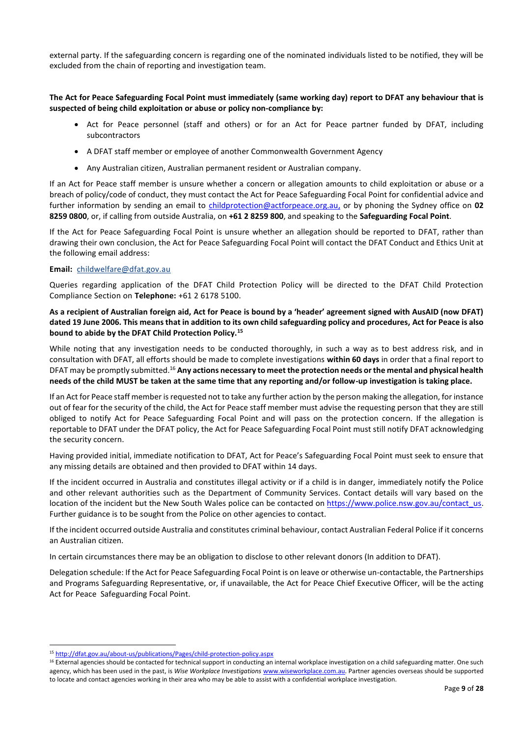external party. If the safeguarding concern is regarding one of the nominated individuals listed to be notified, they will be excluded from the chain of reporting and investigation team.

**The Act for Peace Safeguarding Focal Point must immediately (same working day) report to DFAT any behaviour that is suspected of being child exploitation or abuse or policy non-compliance by:**

- Act for Peace personnel (staff and others) or for an Act for Peace partner funded by DFAT, including subcontractors
- A DFAT staff member or employee of another Commonwealth Government Agency
- Any Australian citizen, Australian permanent resident or Australian company.

If an Act for Peace staff member is unsure whether a concern or allegation amounts to child exploitation or abuse or a breach of policy/code of conduct, they must contact the Act for Peace Safeguarding Focal Point for confidential advice and further information by sending an email to childprotection@actforpeace.org.au, or by phoning the Sydney office on **02 8259 0800**, or, if calling from outside Australia, on **+61 2 8259 800**, and speaking to the **Safeguarding Focal Point**.

If the Act for Peace Safeguarding Focal Point is unsure whether an allegation should be reported to DFAT, rather than drawing their own conclusion, the Act for Peace Safeguarding Focal Point will contact the DFAT Conduct and Ethics Unit at the following email address:

**Email:** childwelfare@dfat.gov.au

Queries regarding application of the DFAT Child Protection Policy will be directed to the DFAT Child Protection Compliance Section on **Telephone:** +61 2 6178 5100.

**As a recipient of Australian foreign aid, Act for Peace is bound by a 'header' agreement signed with AusAID (now DFAT) dated 19 June 2006. This means that in addition to its own child safeguarding policy and procedures, Act for Peace is also bound to abide by the DFAT Child Protection Policy.**[15]

While noting that any investigation needs to be conducted thoroughly, in such a way as to best address risk, and in consultation with DFAT, all efforts should be made to complete investigations **within 60 days** in order that a final report to DFAT may be promptly submitted.[16] **Any actions necessary to meet the protection needs or the mental and physical health needs of the child MUST be taken at the same time that any reporting and/or follow-up investigation is taking place.**

If an Act for Peace staff member is requested not to take any further action by the person making the allegation, for instance out of fear for the security of the child, the Act for Peace staff member must advise the requesting person that they are still obliged to notify Act for Peace Safeguarding Focal Point and will pass on the protection concern. If the allegation is reportable to DFAT under the DFAT policy, the Act for Peace Safeguarding Focal Point must still notify DFAT acknowledging the security concern.

Having provided initial, immediate notification to DFAT, Act for Peace's Safeguarding Focal Point must seek to ensure that any missing details are obtained and then provided to DFAT within 14 days.

If the incident occurred in Australia and constitutes illegal activity or if a child is in danger, immediately notify the Police and other relevant authorities such as the Department of Community Services. Contact details will vary based on the location of the incident but the New South Wales police can be contacted on https://www.police.nsw.gov.au/contact_us. Further guidance is to be sought from the Police on other agencies to contact.

If the incident occurred outside Australia and constitutes criminal behaviour, contact Australian Federal Police if it concerns an Australian citizen.

In certain circumstances there may be an obligation to disclose to other relevant donors (In addition to DFAT).

Delegation schedule: If the Act for Peace Safeguarding Focal Point is on leave or otherwise un-contactable, the Partnerships and Programs Safeguarding Representative, or, if unavailable, the Act for Peace Chief Executive Officer, will be the acting Act for Peace Safeguarding Focal Point.

---

[15] http://dfat.gov.au/about-us/publications/Pages/child-protection-policy.aspx

[16] External agencies should be contacted for technical support in conducting an internal workplace investigation on a child safeguarding matter. One such agency, which has been used in the past, is *Wise Workplace Investigations* www.wiseworkplace.com.au. Partner agencies overseas should be supported to locate and contact agencies working in their area who may be able to assist with a confidential workplace investigation.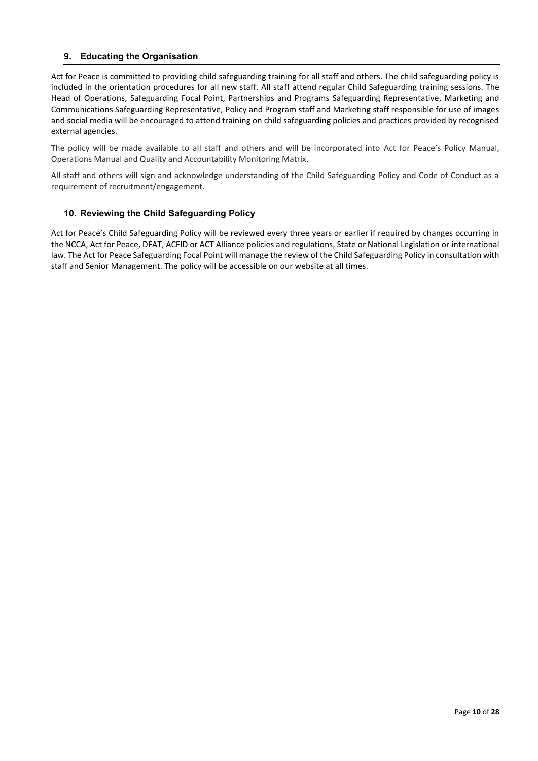## 9. Educating the Organisation

Act for Peace is committed to providing child safeguarding training for all staff and others. The child safeguarding policy is included in the orientation procedures for all new staff. All staff attend regular Child Safeguarding training sessions. The Head of Operations, Safeguarding Focal Point, Partnerships and Programs Safeguarding Representative, Marketing and Communications Safeguarding Representative, Policy and Program staff and Marketing staff responsible for use of images and social media will be encouraged to attend training on child safeguarding policies and practices provided by recognised external agencies.

The policy will be made available to all staff and others and will be incorporated into Act for Peace's Policy Manual, Operations Manual and Quality and Accountability Monitoring Matrix.

All staff and others will sign and acknowledge understanding of the Child Safeguarding Policy and Code of Conduct as a requirement of recruitment/engagement.

## 10. Reviewing the Child Safeguarding Policy

Act for Peace's Child Safeguarding Policy will be reviewed every three years or earlier if required by changes occurring in the NCCA, Act for Peace, DFAT, ACFID or ACT Alliance policies and regulations, State or National Legislation or international law. The Act for Peace Safeguarding Focal Point will manage the review of the Child Safeguarding Policy in consultation with staff and Senior Management. The policy will be accessible on our website at all times.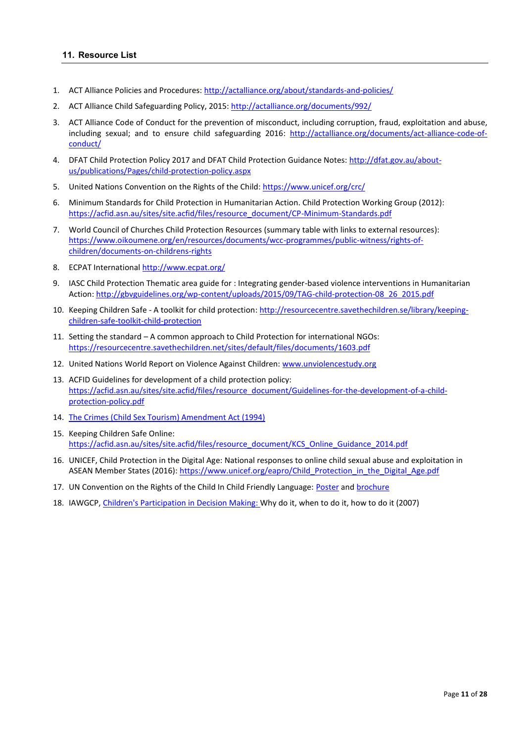## 11. Resource List

1. ACT Alliance Policies and Procedures: http://actalliance.org/about/standards-and-policies/
2. ACT Alliance Child Safeguarding Policy, 2015: http://actalliance.org/documents/992/
3. ACT Alliance Code of Conduct for the prevention of misconduct, including corruption, fraud, exploitation and abuse, including sexual; and to ensure child safeguarding 2016: http://actalliance.org/documents/act-alliance-code-of-conduct/
4. DFAT Child Protection Policy 2017 and DFAT Child Protection Guidance Notes: http://dfat.gov.au/about-us/publications/Pages/child-protection-policy.aspx
5. United Nations Convention on the Rights of the Child: https://www.unicef.org/crc/
6. Minimum Standards for Child Protection in Humanitarian Action. Child Protection Working Group (2012): https://acfid.asn.au/sites/site.acfid/files/resource_document/CP-Minimum-Standards.pdf
7. World Council of Churches Child Protection Resources (summary table with links to external resources): https://www.oikoumene.org/en/resources/documents/wcc-programmes/public-witness/rights-of-children/documents-on-childrens-rights
8. ECPAT International http://www.ecpat.org/
9. IASC Child Protection Thematic area guide for : Integrating gender-based violence interventions in Humanitarian Action: http://gbvguidelines.org/wp-content/uploads/2015/09/TAG-child-protection-08_26_2015.pdf
10. Keeping Children Safe - A toolkit for child protection: http://resourcecentre.savethechildren.se/library/keeping-children-safe-toolkit-child-protection
11. Setting the standard – A common approach to Child Protection for international NGOs: https://resourcecentre.savethechildren.net/sites/default/files/documents/1603.pdf
12. United Nations World Report on Violence Against Children: www.unviolencestudy.org
13. ACFID Guidelines for development of a child protection policy: https://acfid.asn.au/sites/site.acfid/files/resource_document/Guidelines-for-the-development-of-a-child-protection-policy.pdf
14. The Crimes (Child Sex Tourism) Amendment Act (1994)
15. Keeping Children Safe Online: https://acfid.asn.au/sites/site.acfid/files/resource_document/KCS_Online_Guidance_2014.pdf
16. UNICEF, Child Protection in the Digital Age: National responses to online child sexual abuse and exploitation in ASEAN Member States (2016): https://www.unicef.org/eapro/Child_Protection_in_the_Digital_Age.pdf
17. UN Convention on the Rights of the Child In Child Friendly Language: Poster and brochure
18. IAWGCP, Children's Participation in Decision Making: Why do it, when to do it, how to do it (2007)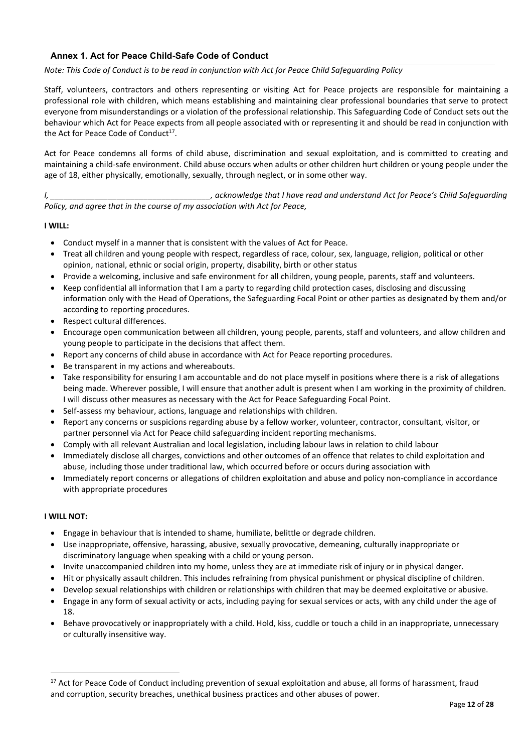## Annex 1. Act for Peace Child-Safe Code of Conduct

*Note: This Code of Conduct is to be read in conjunction with Act for Peace Child Safeguarding Policy*

Staff, volunteers, contractors and others representing or visiting Act for Peace projects are responsible for maintaining a professional role with children, which means establishing and maintaining clear professional boundaries that serve to protect everyone from misunderstandings or a violation of the professional relationship. This Safeguarding Code of Conduct sets out the behaviour which Act for Peace expects from all people associated with or representing it and should be read in conjunction with the Act for Peace Code of Conduct[17].

Act for Peace condemns all forms of child abuse, discrimination and sexual exploitation, and is committed to creating and maintaining a child-safe environment. Child abuse occurs when adults or other children hurt children or young people under the age of 18, either physically, emotionally, sexually, through neglect, or in some other way.

*I, ___________________________________, acknowledge that I have read and understand Act for Peace's Child Safeguarding Policy, and agree that in the course of my association with Act for Peace,*

**I WILL:**

- Conduct myself in a manner that is consistent with the values of Act for Peace.
- Treat all children and young people with respect, regardless of race, colour, sex, language, religion, political or other opinion, national, ethnic or social origin, property, disability, birth or other status
- Provide a welcoming, inclusive and safe environment for all children, young people, parents, staff and volunteers.
- Keep confidential all information that I am a party to regarding child protection cases, disclosing and discussing information only with the Head of Operations, the Safeguarding Focal Point or other parties as designated by them and/or according to reporting procedures.
- Respect cultural differences.
- Encourage open communication between all children, young people, parents, staff and volunteers, and allow children and young people to participate in the decisions that affect them.
- Report any concerns of child abuse in accordance with Act for Peace reporting procedures.
- Be transparent in my actions and whereabouts.
- Take responsibility for ensuring I am accountable and do not place myself in positions where there is a risk of allegations being made. Wherever possible, I will ensure that another adult is present when I am working in the proximity of children. I will discuss other measures as necessary with the Act for Peace Safeguarding Focal Point.
- Self-assess my behaviour, actions, language and relationships with children.
- Report any concerns or suspicions regarding abuse by a fellow worker, volunteer, contractor, consultant, visitor, or partner personnel via Act for Peace child safeguarding incident reporting mechanisms.
- Comply with all relevant Australian and local legislation, including labour laws in relation to child labour
- Immediately disclose all charges, convictions and other outcomes of an offence that relates to child exploitation and abuse, including those under traditional law, which occurred before or occurs during association with
- Immediately report concerns or allegations of children exploitation and abuse and policy non-compliance in accordance with appropriate procedures

**I WILL NOT:**

- Engage in behaviour that is intended to shame, humiliate, belittle or degrade children.
- Use inappropriate, offensive, harassing, abusive, sexually provocative, demeaning, culturally inappropriate or discriminatory language when speaking with a child or young person.
- Invite unaccompanied children into my home, unless they are at immediate risk of injury or in physical danger.
- Hit or physically assault children. This includes refraining from physical punishment or physical discipline of children.
- Develop sexual relationships with children or relationships with children that may be deemed exploitative or abusive.
- Engage in any form of sexual activity or acts, including paying for sexual services or acts, with any child under the age of 18.
- Behave provocatively or inappropriately with a child. Hold, kiss, cuddle or touch a child in an inappropriate, unnecessary or culturally insensitive way.

[17] Act for Peace Code of Conduct including prevention of sexual exploitation and abuse, all forms of harassment, fraud and corruption, security breaches, unethical business practices and other abuses of power.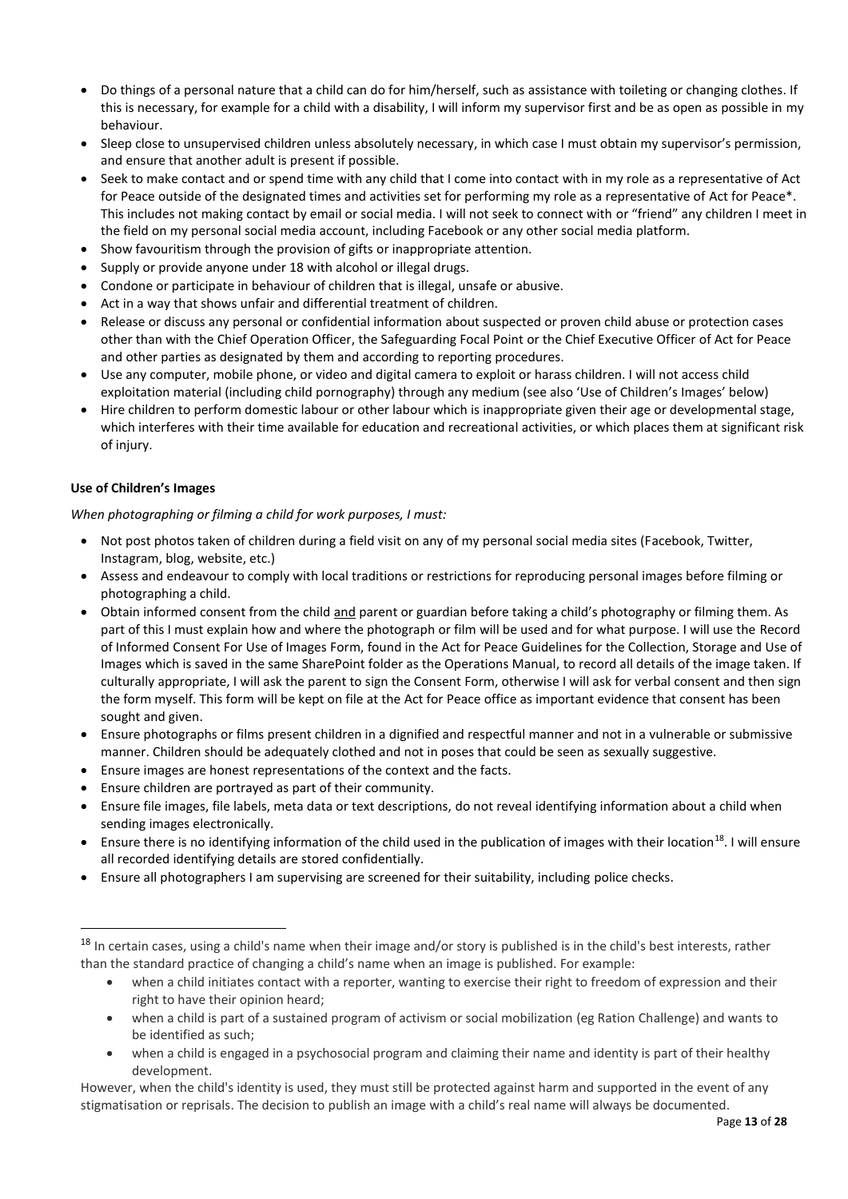- Do things of a personal nature that a child can do for him/herself, such as assistance with toileting or changing clothes. If this is necessary, for example for a child with a disability, I will inform my supervisor first and be as open as possible in my behaviour.
- Sleep close to unsupervised children unless absolutely necessary, in which case I must obtain my supervisor's permission, and ensure that another adult is present if possible.
- Seek to make contact and or spend time with any child that I come into contact with in my role as a representative of Act for Peace outside of the designated times and activities set for performing my role as a representative of Act for Peace*. This includes not making contact by email or social media. I will not seek to connect with or "friend" any children I meet in the field on my personal social media account, including Facebook or any other social media platform.
- Show favouritism through the provision of gifts or inappropriate attention.
- Supply or provide anyone under 18 with alcohol or illegal drugs.
- Condone or participate in behaviour of children that is illegal, unsafe or abusive.
- Act in a way that shows unfair and differential treatment of children.
- Release or discuss any personal or confidential information about suspected or proven child abuse or protection cases other than with the Chief Operation Officer, the Safeguarding Focal Point or the Chief Executive Officer of Act for Peace and other parties as designated by them and according to reporting procedures.
- Use any computer, mobile phone, or video and digital camera to exploit or harass children. I will not access child exploitation material (including child pornography) through any medium (see also 'Use of Children's Images' below)
- Hire children to perform domestic labour or other labour which is inappropriate given their age or developmental stage, which interferes with their time available for education and recreational activities, or which places them at significant risk of injury.

**Use of Children's Images**

*When photographing or filming a child for work purposes, I must:*

- Not post photos taken of children during a field visit on any of my personal social media sites (Facebook, Twitter, Instagram, blog, website, etc.)
- Assess and endeavour to comply with local traditions or restrictions for reproducing personal images before filming or photographing a child.
- Obtain informed consent from the child <u>and</u> parent or guardian before taking a child's photography or filming them. As part of this I must explain how and where the photograph or film will be used and for what purpose. I will use the Record of Informed Consent For Use of Images Form, found in the Act for Peace Guidelines for the Collection, Storage and Use of Images which is saved in the same SharePoint folder as the Operations Manual, to record all details of the image taken. If culturally appropriate, I will ask the parent to sign the Consent Form, otherwise I will ask for verbal consent and then sign the form myself. This form will be kept on file at the Act for Peace office as important evidence that consent has been sought and given.
- Ensure photographs or films present children in a dignified and respectful manner and not in a vulnerable or submissive manner. Children should be adequately clothed and not in poses that could be seen as sexually suggestive.
- Ensure images are honest representations of the context and the facts.
- Ensure children are portrayed as part of their community.
- Ensure file images, file labels, meta data or text descriptions, do not reveal identifying information about a child when sending images electronically.
- Ensure there is no identifying information of the child used in the publication of images with their location[18]. I will ensure all recorded identifying details are stored confidentially.
- Ensure all photographers I am supervising are screened for their suitability, including police checks.

---

[18] In certain cases, using a child's name when their image and/or story is published is in the child's best interests, rather than the standard practice of changing a child's name when an image is published. For example:

- when a child initiates contact with a reporter, wanting to exercise their right to freedom of expression and their right to have their opinion heard;
- when a child is part of a sustained program of activism or social mobilization (eg Ration Challenge) and wants to be identified as such;
- when a child is engaged in a psychosocial program and claiming their name and identity is part of their healthy development.

However, when the child's identity is used, they must still be protected against harm and supported in the event of any stigmatisation or reprisals. The decision to publish an image with a child's real name will always be documented.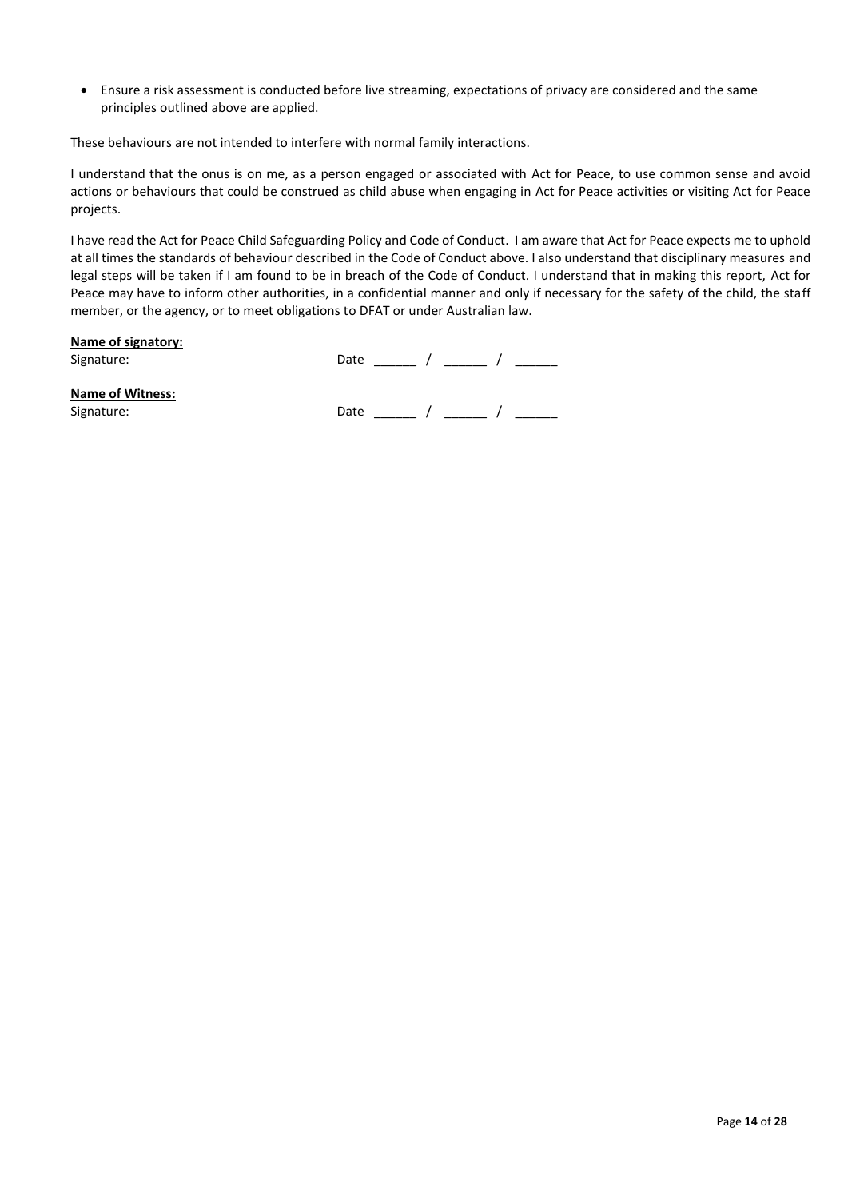- Ensure a risk assessment is conducted before live streaming, expectations of privacy are considered and the same principles outlined above are applied.

These behaviours are not intended to interfere with normal family interactions.

I understand that the onus is on me, as a person engaged or associated with Act for Peace, to use common sense and avoid actions or behaviours that could be construed as child abuse when engaging in Act for Peace activities or visiting Act for Peace projects.

I have read the Act for Peace Child Safeguarding Policy and Code of Conduct. I am aware that Act for Peace expects me to uphold at all times the standards of behaviour described in the Code of Conduct above. I also understand that disciplinary measures and legal steps will be taken if I am found to be in breach of the Code of Conduct. I understand that in making this report, Act for Peace may have to inform other authorities, in a confidential manner and only if necessary for the safety of the child, the staff member, or the agency, or to meet obligations to DFAT or under Australian law.

**Name of signatory:**
Signature: Date ______ / ______ / ______

**Name of Witness:**
Signature: Date ______ / ______ / ______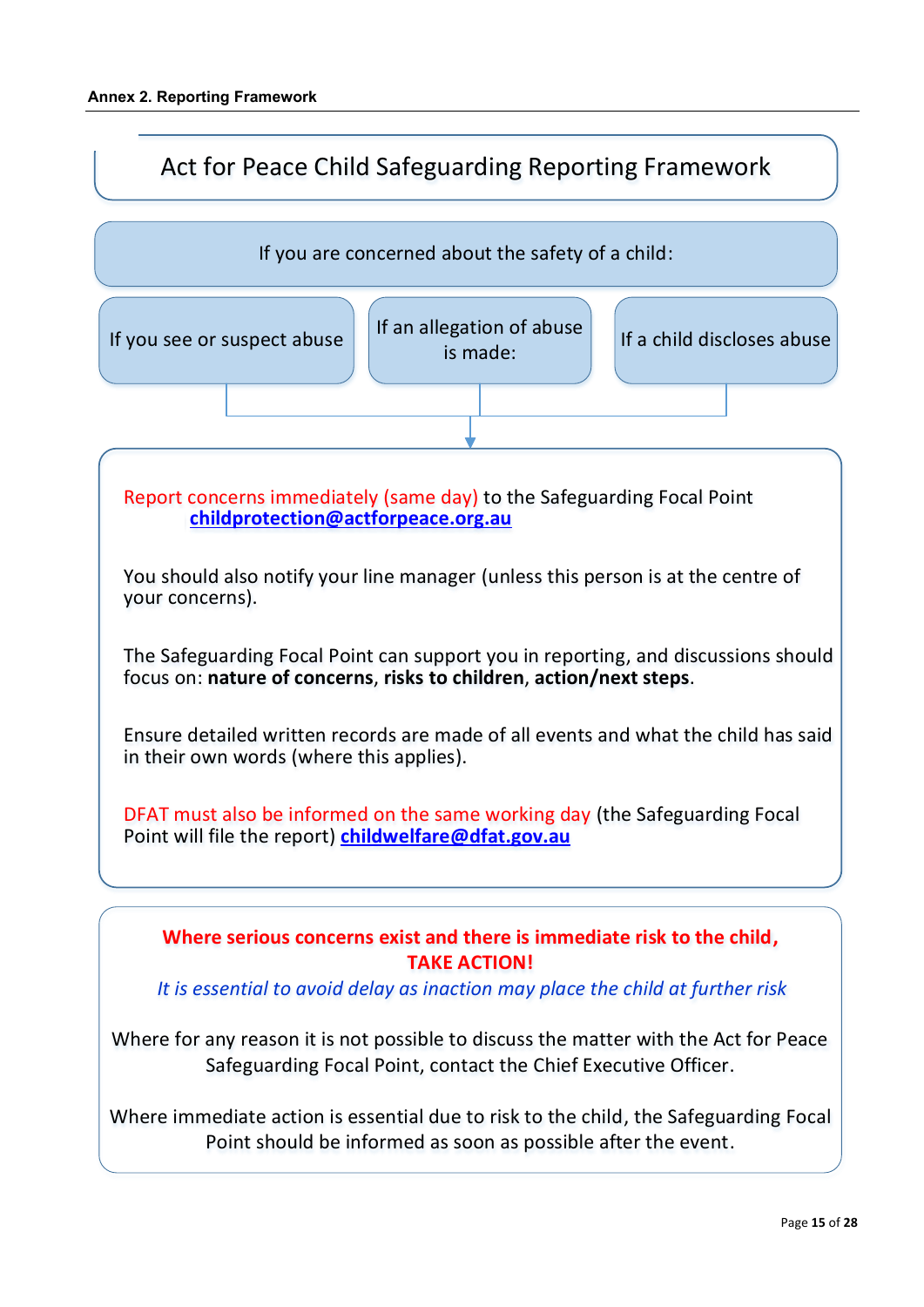**Annex 2. Reporting Framework**

# Act for Peace Child Safeguarding Reporting Framework

**If you are concerned about the safety of a child:**

- If you see or suspect abuse
- If an allegation of abuse is made:
- If a child discloses abuse

Report concerns immediately (same day) to the Safeguarding Focal Point **childprotection@actforpeace.org.au**

You should also notify your line manager (unless this person is at the centre of your concerns).

The Safeguarding Focal Point can support you in reporting, and discussions should focus on: **nature of concerns**, **risks to children**, **action/next steps**.

Ensure detailed written records are made of all events and what the child has said in their own words (where this applies).

DFAT must also be informed on the same working day (the Safeguarding Focal Point will file the report) **childwelfare@dfat.gov.au**

**Where serious concerns exist and there is immediate risk to the child, TAKE ACTION!**

*It is essential to avoid delay as inaction may place the child at further risk*

Where for any reason it is not possible to discuss the matter with the Act for Peace Safeguarding Focal Point, contact the Chief Executive Officer.

Where immediate action is essential due to risk to the child, the Safeguarding Focal Point should be informed as soon as possible after the event.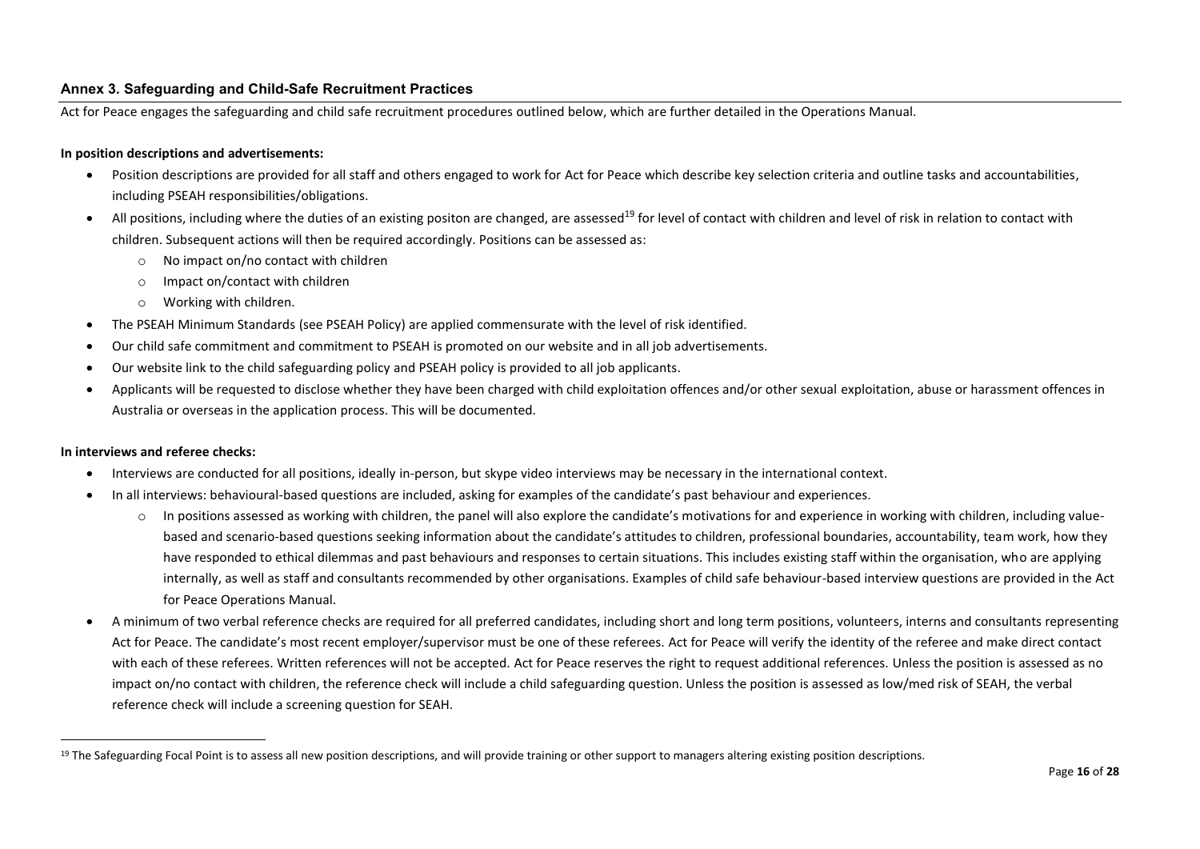## Annex 3. Safeguarding and Child-Safe Recruitment Practices

Act for Peace engages the safeguarding and child safe recruitment procedures outlined below, which are further detailed in the Operations Manual.

**In position descriptions and advertisements:**

- Position descriptions are provided for all staff and others engaged to work for Act for Peace which describe key selection criteria and outline tasks and accountabilities, including PSEAH responsibilities/obligations.
- All positions, including where the duties of an existing positon are changed, are assessed[19] for level of contact with children and level of risk in relation to contact with children. Subsequent actions will then be required accordingly. Positions can be assessed as:
  - No impact on/no contact with children
  - Impact on/contact with children
  - Working with children.
- The PSEAH Minimum Standards (see PSEAH Policy) are applied commensurate with the level of risk identified.
- Our child safe commitment and commitment to PSEAH is promoted on our website and in all job advertisements.
- Our website link to the child safeguarding policy and PSEAH policy is provided to all job applicants.
- Applicants will be requested to disclose whether they have been charged with child exploitation offences and/or other sexual exploitation, abuse or harassment offences in Australia or overseas in the application process. This will be documented.

**In interviews and referee checks:**

- Interviews are conducted for all positions, ideally in-person, but skype video interviews may be necessary in the international context.
- In all interviews: behavioural-based questions are included, asking for examples of the candidate's past behaviour and experiences.
  - In positions assessed as working with children, the panel will also explore the candidate's motivations for and experience in working with children, including value-based and scenario-based questions seeking information about the candidate's attitudes to children, professional boundaries, accountability, team work, how they have responded to ethical dilemmas and past behaviours and responses to certain situations. This includes existing staff within the organisation, who are applying internally, as well as staff and consultants recommended by other organisations. Examples of child safe behaviour-based interview questions are provided in the Act for Peace Operations Manual.
- A minimum of two verbal reference checks are required for all preferred candidates, including short and long term positions, volunteers, interns and consultants representing Act for Peace. The candidate's most recent employer/supervisor must be one of these referees. Act for Peace will verify the identity of the referee and make direct contact with each of these referees. Written references will not be accepted. Act for Peace reserves the right to request additional references. Unless the position is assessed as no impact on/no contact with children, the reference check will include a child safeguarding question. Unless the position is assessed as low/med risk of SEAH, the verbal reference check will include a screening question for SEAH.

---

[19] The Safeguarding Focal Point is to assess all new position descriptions, and will provide training or other support to managers altering existing position descriptions.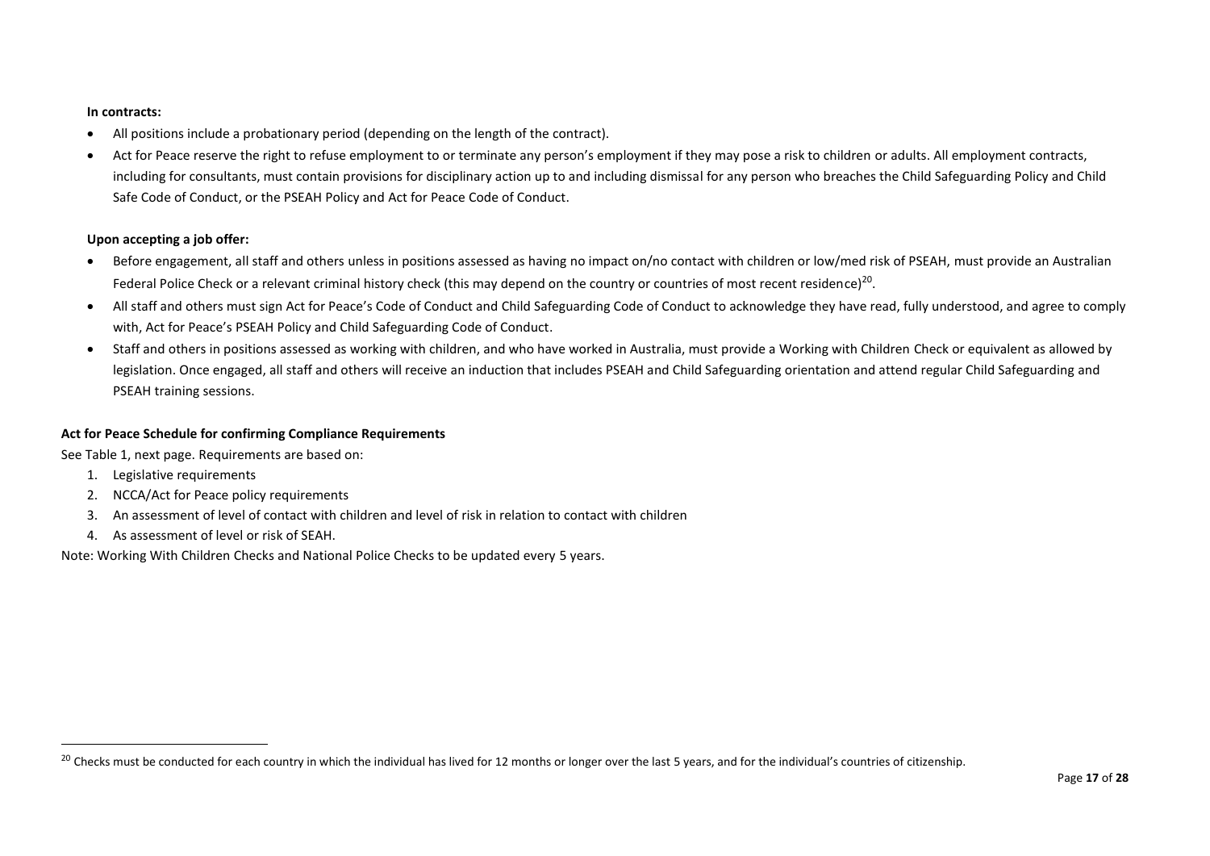**In contracts:**

- All positions include a probationary period (depending on the length of the contract).
- Act for Peace reserve the right to refuse employment to or terminate any person's employment if they may pose a risk to children or adults. All employment contracts, including for consultants, must contain provisions for disciplinary action up to and including dismissal for any person who breaches the Child Safeguarding Policy and Child Safe Code of Conduct, or the PSEAH Policy and Act for Peace Code of Conduct.

**Upon accepting a job offer:**

- Before engagement, all staff and others unless in positions assessed as having no impact on/no contact with children or low/med risk of PSEAH, must provide an Australian Federal Police Check or a relevant criminal history check (this may depend on the country or countries of most recent residence)[20].
- All staff and others must sign Act for Peace's Code of Conduct and Child Safeguarding Code of Conduct to acknowledge they have read, fully understood, and agree to comply with, Act for Peace's PSEAH Policy and Child Safeguarding Code of Conduct.
- Staff and others in positions assessed as working with children, and who have worked in Australia, must provide a Working with Children Check or equivalent as allowed by legislation. Once engaged, all staff and others will receive an induction that includes PSEAH and Child Safeguarding orientation and attend regular Child Safeguarding and PSEAH training sessions.

**Act for Peace Schedule for confirming Compliance Requirements**

See Table 1, next page. Requirements are based on:

1. Legislative requirements
2. NCCA/Act for Peace policy requirements
3. An assessment of level of contact with children and level of risk in relation to contact with children
4. As assessment of level or risk of SEAH.

Note: Working With Children Checks and National Police Checks to be updated every 5 years.

[20] Checks must be conducted for each country in which the individual has lived for 12 months or longer over the last 5 years, and for the individual's countries of citizenship.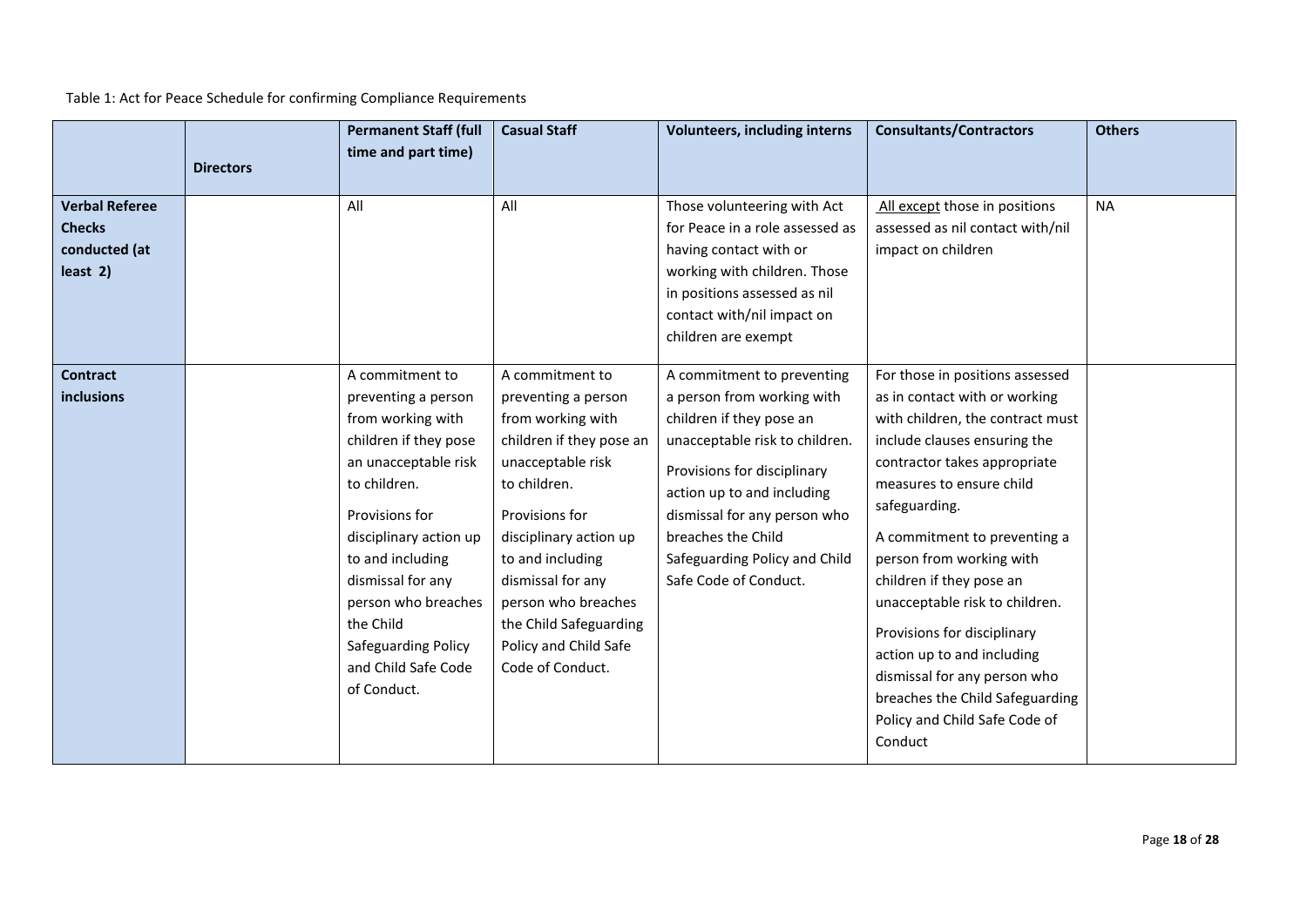Table 1: Act for Peace Schedule for confirming Compliance Requirements

| | Directors | Permanent Staff (full time and part time) | Casual Staff | Volunteers, including interns | Consultants/Contractors | Others |
|---|---|---|---|---|---|---|
| **Verbal Referee Checks conducted (at least 2)** | | All | All | Those volunteering with Act for Peace in a role assessed as having contact with or working with children. Those in positions assessed as nil contact with/nil impact on children are exempt | All except those in positions assessed as nil contact with/nil impact on children | NA |
| **Contract inclusions** | | A commitment to preventing a person from working with children if they pose an unacceptable risk to children.<br><br>Provisions for disciplinary action up to and including dismissal for any person who breaches the Child Safeguarding Policy and Child Safe Code of Conduct. | A commitment to preventing a person from working with children if they pose an unacceptable risk to children.<br><br>Provisions for disciplinary action up to and including dismissal for any person who breaches the Child Safeguarding Policy and Child Safe Code of Conduct. | A commitment to preventing a person from working with children if they pose an unacceptable risk to children.<br><br>Provisions for disciplinary action up to and including dismissal for any person who breaches the Child Safeguarding Policy and Child Safe Code of Conduct. | For those in positions assessed as in contact with or working with children, the contract must include clauses ensuring the contractor takes appropriate measures to ensure child safeguarding.<br><br>A commitment to preventing a person from working with children if they pose an unacceptable risk to children.<br><br>Provisions for disciplinary action up to and including dismissal for any person who breaches the Child Safeguarding Policy and Child Safe Code of Conduct | |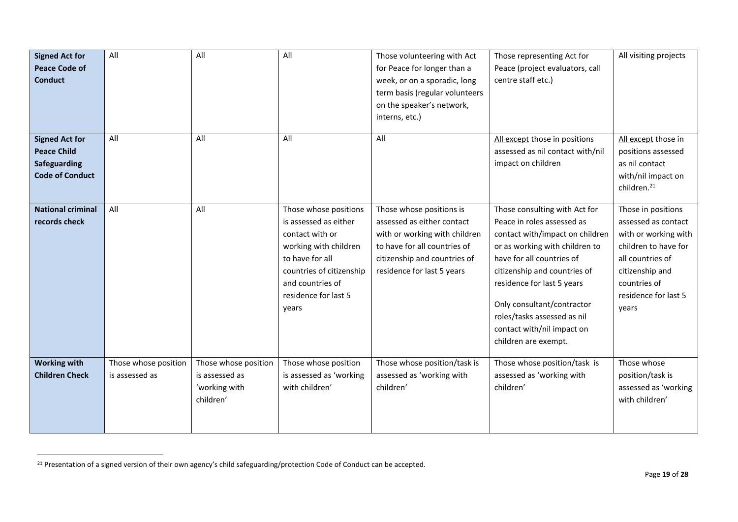| **Signed Act for Peace Code of Conduct** | All | All | All | Those volunteering with Act for Peace for longer than a week, or on a sporadic, long term basis (regular volunteers on the speaker's network, interns, etc.) | Those representing Act for Peace (project evaluators, call centre staff etc.) | All visiting projects |
|---|---|---|---|---|---|---|
| **Signed Act for Peace Child Safeguarding Code of Conduct** | All | All | All | All | All except those in positions assessed as nil contact with/nil impact on children | All except those in positions assessed as nil contact with/nil impact on children.[21] |
| **National criminal records check** | All | All | Those whose positions is assessed as either contact with or working with children to have for all countries of citizenship and countries of residence for last 5 years | Those whose positions is assessed as either contact with or working with children to have for all countries of citizenship and countries of residence for last 5 years | Those consulting with Act for Peace in roles assessed as contact with/impact on children or as working with children to have for all countries of citizenship and countries of residence for last 5 years<br><br>Only consultant/contractor roles/tasks assessed as nil contact with/nil impact on children are exempt. | Those in positions assessed as contact with or working with children to have for all countries of citizenship and countries of residence for last 5 years |
| **Working with Children Check** | Those whose position is assessed as | Those whose position is assessed as 'working with children' | Those whose position is assessed as 'working with children' | Those whose position/task is assessed as 'working with children' | Those whose position/task is assessed as 'working with children' | Those whose position/task is assessed as 'working with children' |

[21] Presentation of a signed version of their own agency's child safeguarding/protection Code of Conduct can be accepted.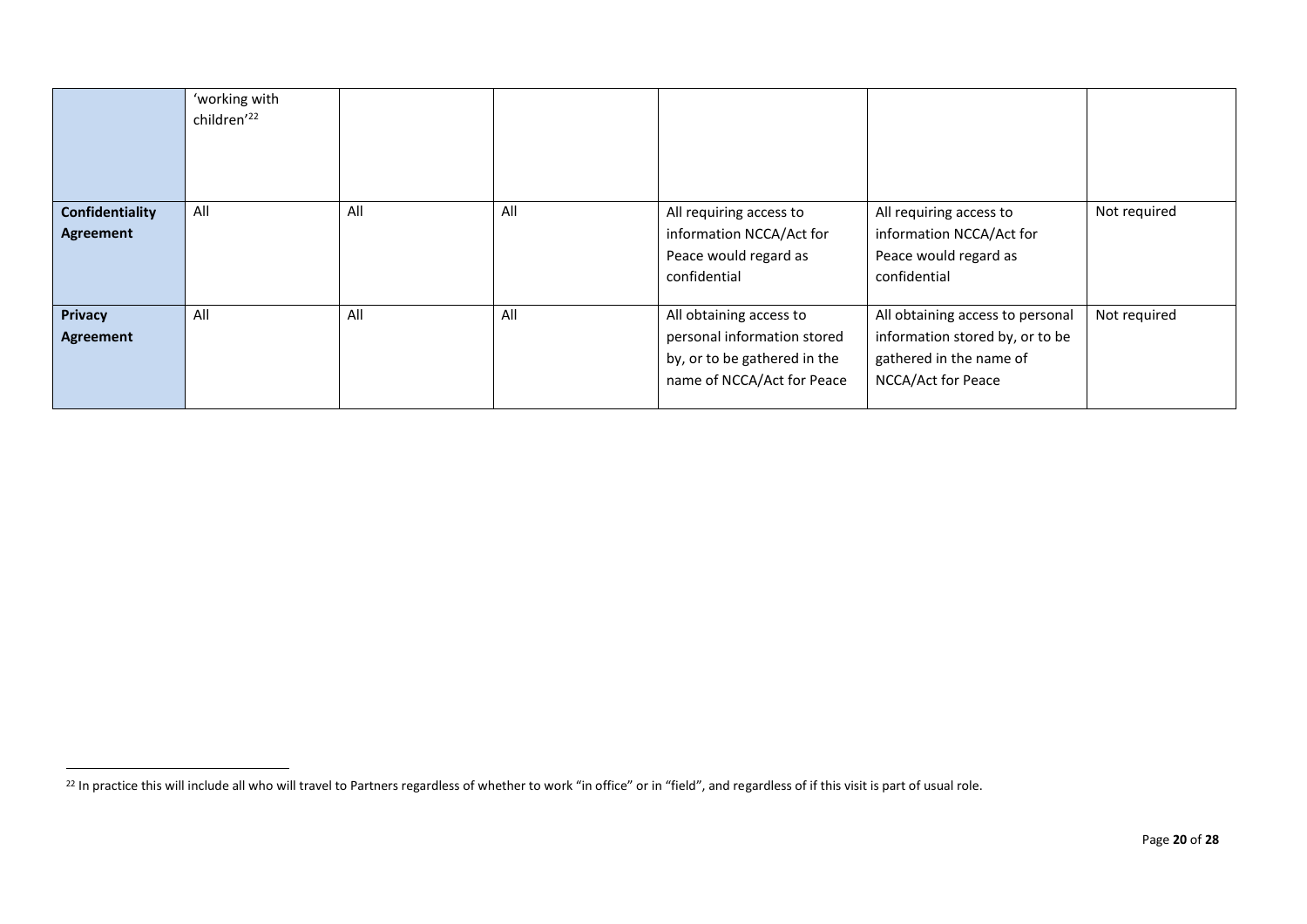| | | | | | | |
|---|---|---|---|---|---|---|
| | 'working with children'[22] | | | | | |
| **Confidentiality Agreement** | All | All | All | All requiring access to information NCCA/Act for Peace would regard as confidential | All requiring access to information NCCA/Act for Peace would regard as confidential | Not required |
| **Privacy Agreement** | All | All | All | All obtaining access to personal information stored by, or to be gathered in the name of NCCA/Act for Peace | All obtaining access to personal information stored by, or to be gathered in the name of NCCA/Act for Peace | Not required |

[22] In practice this will include all who will travel to Partners regardless of whether to work "in office" or in "field", and regardless of if this visit is part of usual role.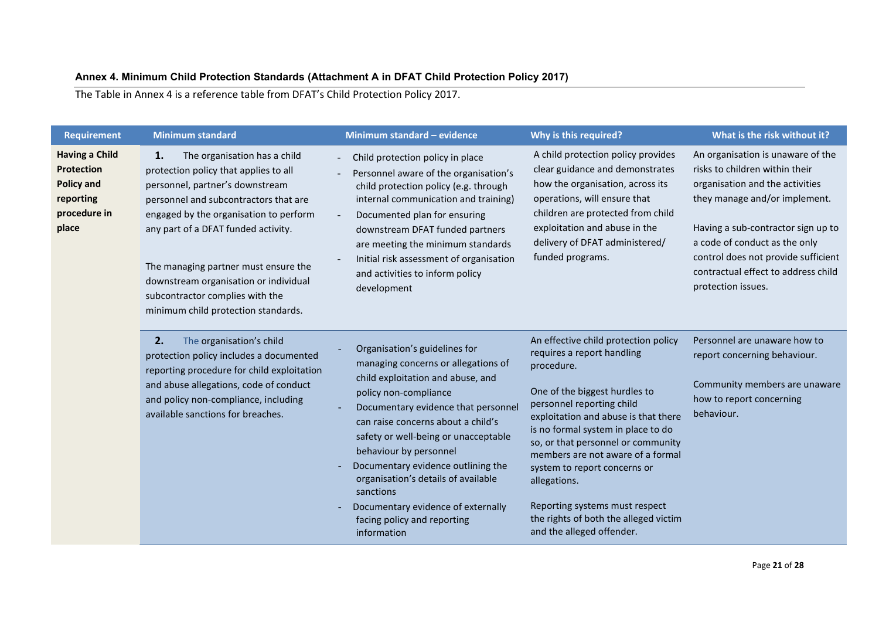### Annex 4. Minimum Child Protection Standards (Attachment A in DFAT Child Protection Policy 2017)

The Table in Annex 4 is a reference table from DFAT's Child Protection Policy 2017.

| Requirement | Minimum standard | Minimum standard – evidence | Why is this required? | What is the risk without it? |
|---|---|---|---|---|
| **Having a Child Protection Policy and reporting procedure in place** | **1.** The organisation has a child protection policy that applies to all personnel, partner's downstream personnel and subcontractors that are engaged by the organisation to perform any part of a DFAT funded activity.<br><br>The managing partner must ensure the downstream organisation or individual subcontractor complies with the minimum child protection standards. | - Child protection policy in place<br>- Personnel aware of the organisation's child protection policy (e.g. through internal communication and training)<br>- Documented plan for ensuring downstream DFAT funded partners are meeting the minimum standards<br>- Initial risk assessment of organisation and activities to inform policy development | A child protection policy provides clear guidance and demonstrates how the organisation, across its operations, will ensure that children are protected from child exploitation and abuse in the delivery of DFAT administered/ funded programs. | An organisation is unaware of the risks to children within their organisation and the activities they manage and/or implement.<br><br>Having a sub-contractor sign up to a code of conduct as the only control does not provide sufficient contractual effect to address child protection issues. |
| | **2.** The organisation's child protection policy includes a documented reporting procedure for child exploitation and abuse allegations, code of conduct and policy non-compliance, including available sanctions for breaches. | - Organisation's guidelines for managing concerns or allegations of child exploitation and abuse, and policy non-compliance<br>- Documentary evidence that personnel can raise concerns about a child's safety or well-being or unacceptable behaviour by personnel<br>- Documentary evidence outlining the organisation's details of available sanctions<br>- Documentary evidence of externally facing policy and reporting information | An effective child protection policy requires a report handling procedure.<br><br>One of the biggest hurdles to personnel reporting child exploitation and abuse is that there is no formal system in place to do so, or that personnel or community members are not aware of a formal system to report concerns or allegations.<br><br>Reporting systems must respect the rights of both the alleged victim and the alleged offender. | Personnel are unaware how to report concerning behaviour.<br><br>Community members are unaware how to report concerning behaviour. |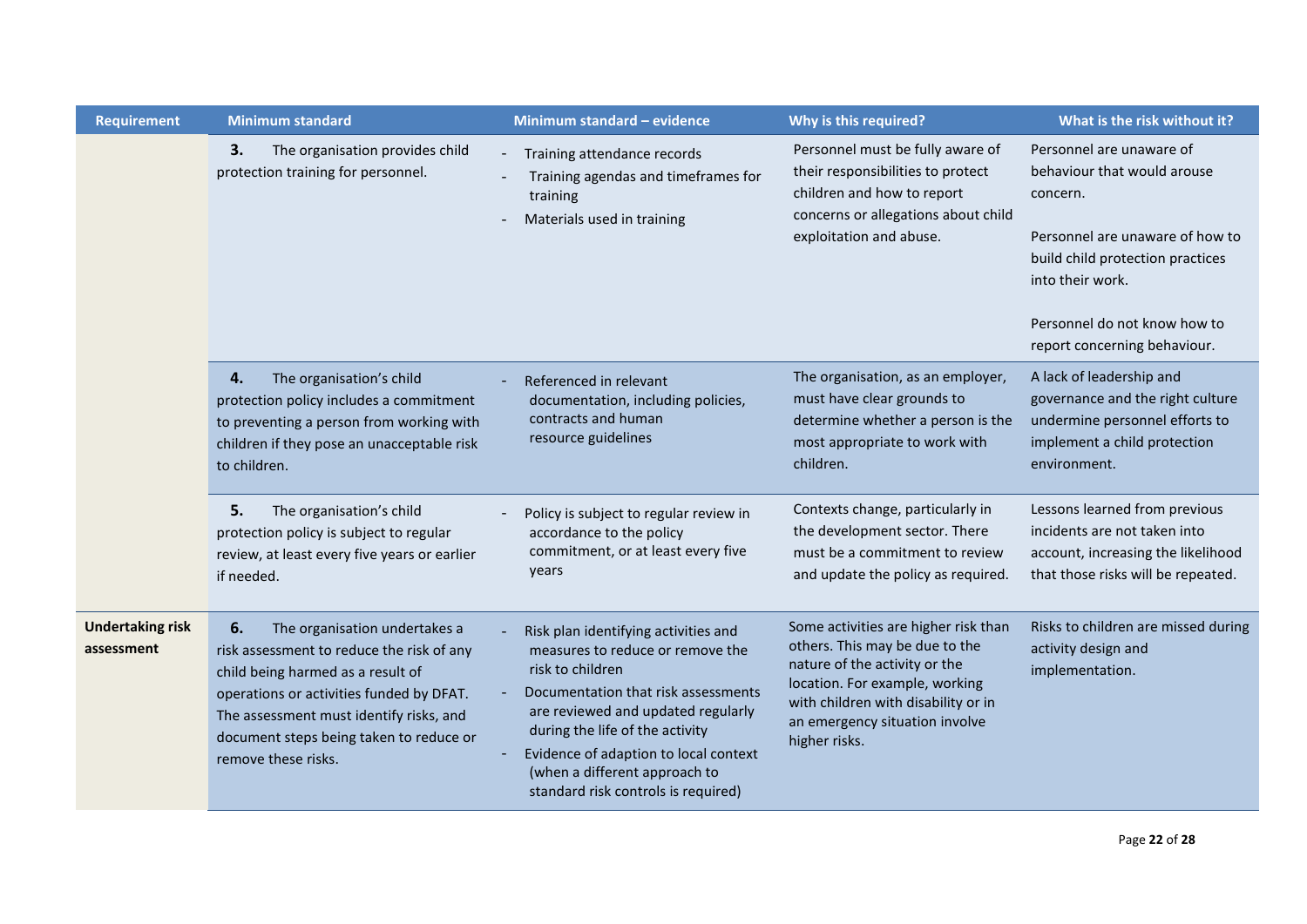| Requirement | Minimum standard | Minimum standard – evidence | Why is this required? | What is the risk without it? |
|---|---|---|---|---|
| | **3.** The organisation provides child protection training for personnel. | - Training attendance records<br>- Training agendas and timeframes for training<br>- Materials used in training | Personnel must be fully aware of their responsibilities to protect children and how to report concerns or allegations about child exploitation and abuse. | Personnel are unaware of behaviour that would arouse concern.<br><br>Personnel are unaware of how to build child protection practices into their work.<br><br>Personnel do not know how to report concerning behaviour. |
| | **4.** The organisation's child protection policy includes a commitment to preventing a person from working with children if they pose an unacceptable risk to children. | - Referenced in relevant documentation, including policies, contracts and human resource guidelines | The organisation, as an employer, must have clear grounds to determine whether a person is the most appropriate to work with children. | A lack of leadership and governance and the right culture undermine personnel efforts to implement a child protection environment. |
| | **5.** The organisation's child protection policy is subject to regular review, at least every five years or earlier if needed. | - Policy is subject to regular review in accordance to the policy commitment, or at least every five years | Contexts change, particularly in the development sector. There must be a commitment to review and update the policy as required. | Lessons learned from previous incidents are not taken into account, increasing the likelihood that those risks will be repeated. |
| **Undertaking risk assessment** | **6.** The organisation undertakes a risk assessment to reduce the risk of any child being harmed as a result of operations or activities funded by DFAT. The assessment must identify risks, and document steps being taken to reduce or remove these risks. | - Risk plan identifying activities and measures to reduce or remove the risk to children<br>- Documentation that risk assessments are reviewed and updated regularly during the life of the activity<br>- Evidence of adaption to local context (when a different approach to standard risk controls is required) | Some activities are higher risk than others. This may be due to the nature of the activity or the location. For example, working with children with disability or in an emergency situation involve higher risks. | Risks to children are missed during activity design and implementation. |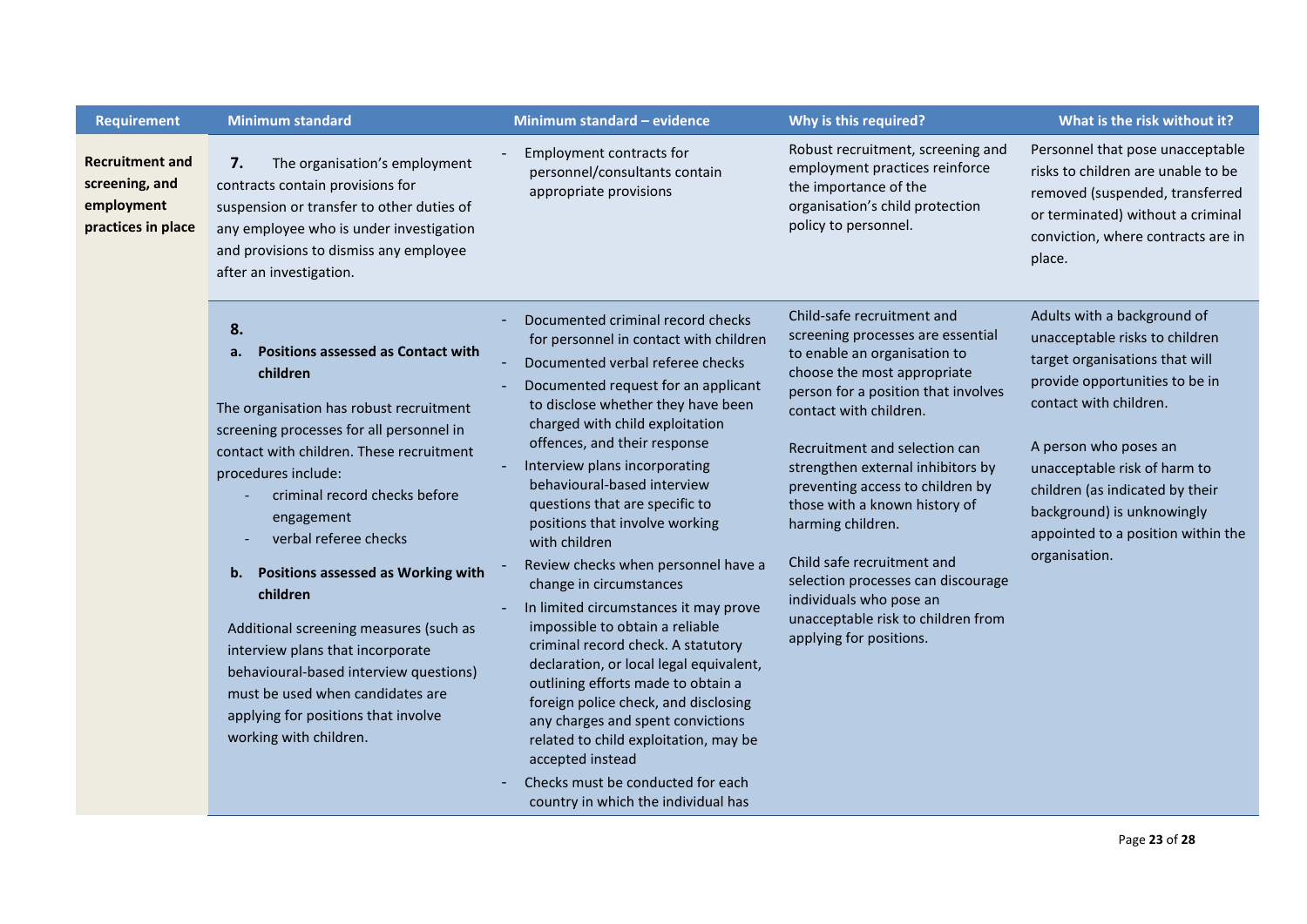| Requirement | Minimum standard | Minimum standard – evidence | Why is this required? | What is the risk without it? |
|---|---|---|---|---|
| **Recruitment and screening, and employment practices in place** | **7.** The organisation's employment contracts contain provisions for suspension or transfer to other duties of any employee who is under investigation and provisions to dismiss any employee after an investigation. | - Employment contracts for personnel/consultants contain appropriate provisions | Robust recruitment, screening and employment practices reinforce the importance of the organisation's child protection policy to personnel. | Personnel that pose unacceptable risks to children are unable to be removed (suspended, transferred or terminated) without a criminal conviction, where contracts are in place. |
| | **8.** <br> **a. Positions assessed as Contact with children** <br><br> The organisation has robust recruitment screening processes for all personnel in contact with children. These recruitment procedures include: <br> - criminal record checks before engagement <br> - verbal referee checks <br><br> **b. Positions assessed as Working with children** <br><br> Additional screening measures (such as interview plans that incorporate behavioural-based interview questions) must be used when candidates are applying for positions that involve working with children. | - Documented criminal record checks for personnel in contact with children <br> - Documented verbal referee checks <br> - Documented request for an applicant to disclose whether they have been charged with child exploitation offences, and their response <br> - Interview plans incorporating behavioural-based interview questions that are specific to positions that involve working with children <br> - Review checks when personnel have a change in circumstances <br> - In limited circumstances it may prove impossible to obtain a reliable criminal record check. A statutory declaration, or local legal equivalent, outlining efforts made to obtain a foreign police check, and disclosing any charges and spent convictions related to child exploitation, may be accepted instead <br> - Checks must be conducted for each country in which the individual has | Child-safe recruitment and screening processes are essential to enable an organisation to choose the most appropriate person for a position that involves contact with children. <br><br> Recruitment and selection can strengthen external inhibitors by preventing access to children by those with a known history of harming children. <br><br> Child safe recruitment and selection processes can discourage individuals who pose an unacceptable risk to children from applying for positions. | Adults with a background of unacceptable risks to children target organisations that will provide opportunities to be in contact with children. <br><br> A person who poses an unacceptable risk of harm to children (as indicated by their background) is unknowingly appointed to a position within the organisation. |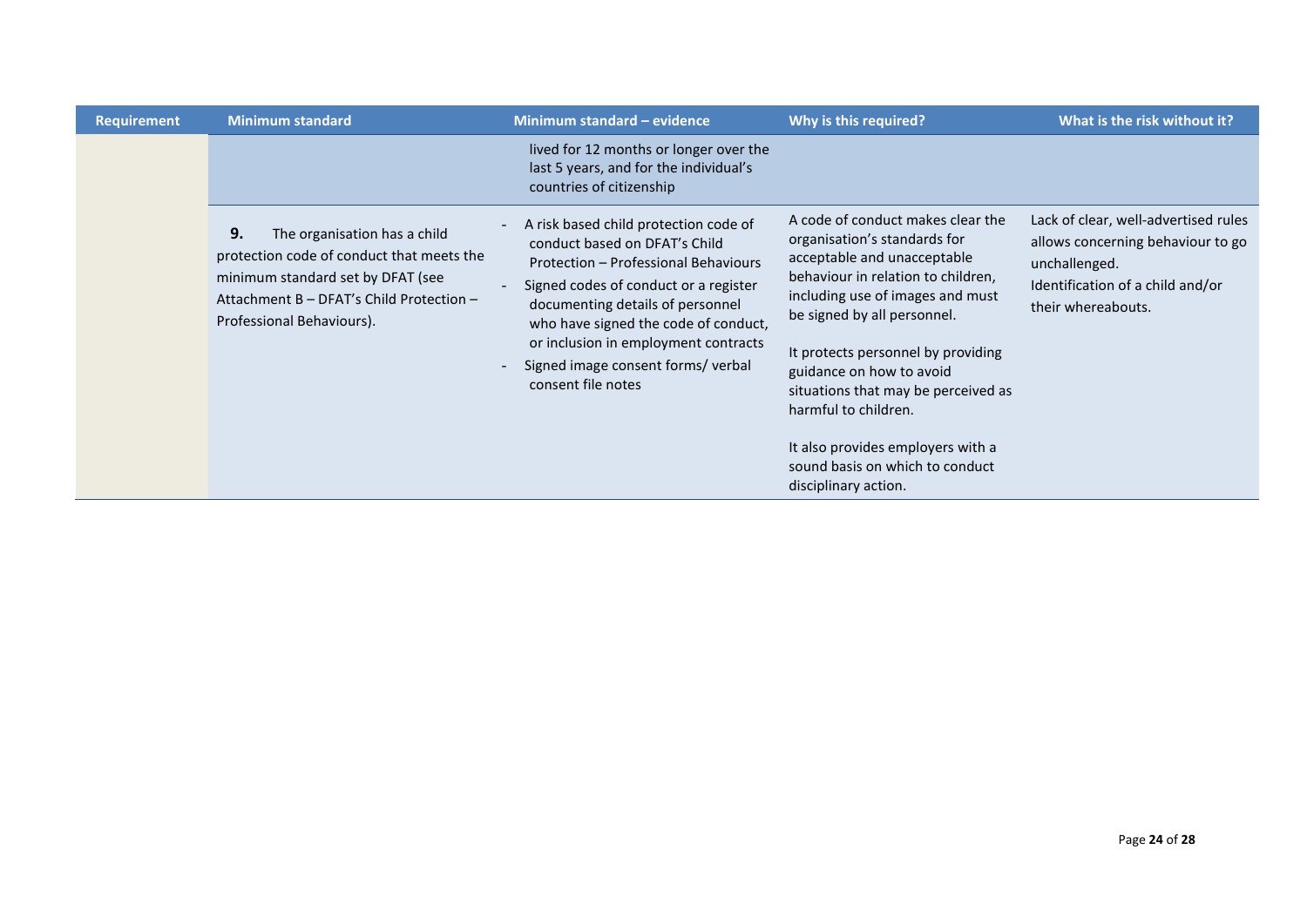| Requirement | Minimum standard | Minimum standard – evidence | Why is this required? | What is the risk without it? |
|---|---|---|---|---|
| | | lived for 12 months or longer over the last 5 years, and for the individual's countries of citizenship | | |
| | **9.** The organisation has a child protection code of conduct that meets the minimum standard set by DFAT (see Attachment B – DFAT's Child Protection – Professional Behaviours). | - A risk based child protection code of conduct based on DFAT's Child Protection – Professional Behaviours<br>- Signed codes of conduct or a register documenting details of personnel who have signed the code of conduct, or inclusion in employment contracts<br>- Signed image consent forms/ verbal consent file notes | A code of conduct makes clear the organisation's standards for acceptable and unacceptable behaviour in relation to children, including use of images and must be signed by all personnel.<br><br>It protects personnel by providing guidance on how to avoid situations that may be perceived as harmful to children.<br><br>It also provides employers with a sound basis on which to conduct disciplinary action. | Lack of clear, well-advertised rules allows concerning behaviour to go unchallenged.<br>Identification of a child and/or their whereabouts. |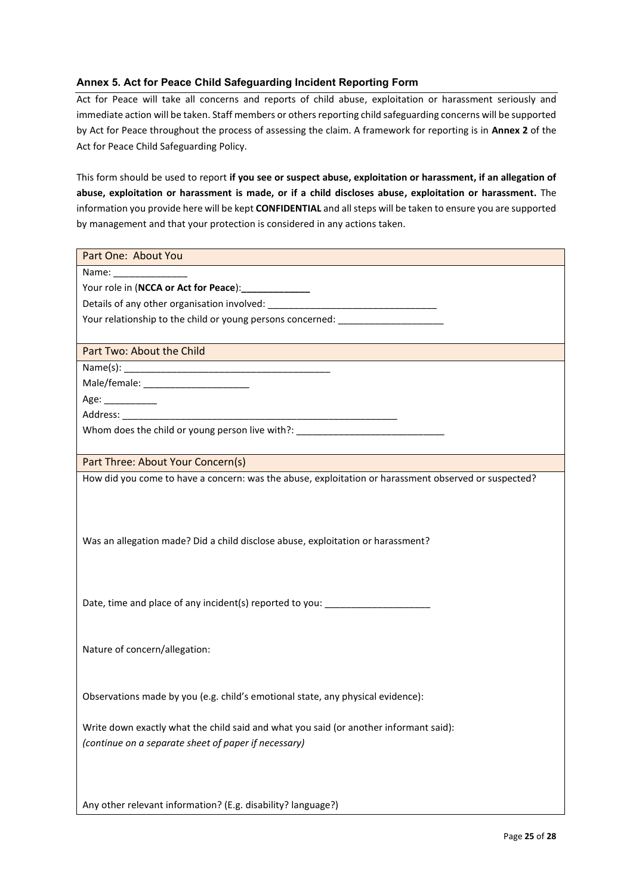## Annex 5. Act for Peace Child Safeguarding Incident Reporting Form

Act for Peace will take all concerns and reports of child abuse, exploitation or harassment seriously and immediate action will be taken. Staff members or others reporting child safeguarding concerns will be supported by Act for Peace throughout the process of assessing the claim. A framework for reporting is in **Annex 2** of the Act for Peace Child Safeguarding Policy.

This form should be used to report **if you see or suspect abuse, exploitation or harassment, if an allegation of abuse, exploitation or harassment is made, or if a child discloses abuse, exploitation or harassment.** The information you provide here will be kept **CONFIDENTIAL** and all steps will be taken to ensure you are supported by management and that your protection is considered in any actions taken.

| Part One: About You |
|---|
| Name: ______________<br>Your role in (**NCCA or Act for Peace**):**_____________**<br>Details of any other organisation involved: ________________________________<br>Your relationship to the child or young persons concerned: ____________________ |
| Part Two: About the Child |
| Name(s): _______________________________________<br>Male/female: ____________________<br>Age: __________<br>Address: _______________________________________________________<br>Whom does the child or young person live with?: ____________________________ |
| Part Three: About Your Concern(s) |
| How did you come to have a concern: was the abuse, exploitation or harassment observed or suspected?<br><br><br>Was an allegation made? Did a child disclose abuse, exploitation or harassment?<br><br><br>Date, time and place of any incident(s) reported to you: ____________________<br><br><br>Nature of concern/allegation:<br><br><br>Observations made by you (e.g. child's emotional state, any physical evidence):<br><br>Write down exactly what the child said and what you said (or another informant said):<br>*(continue on a separate sheet of paper if necessary)*<br><br><br>Any other relevant information? (E.g. disability? language?) |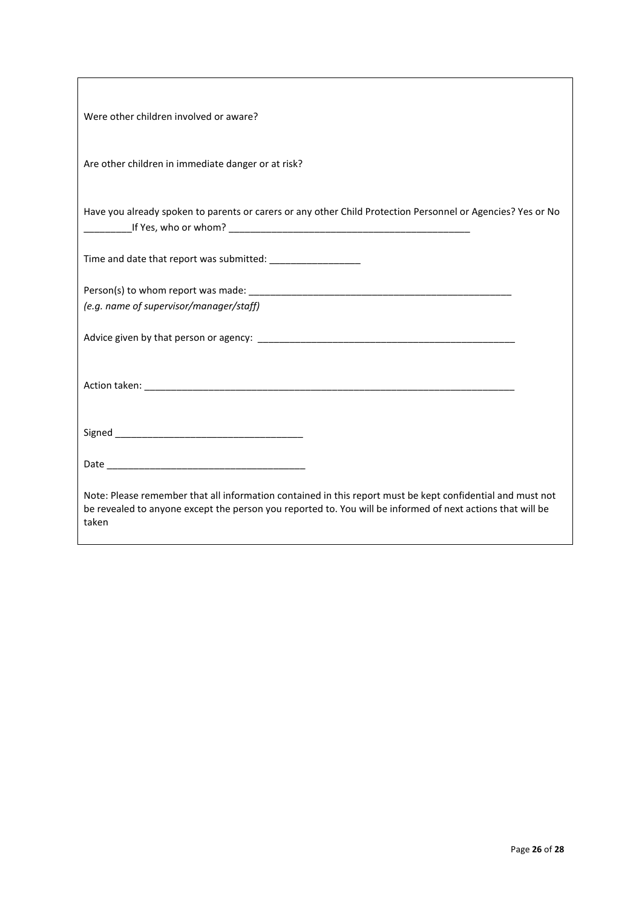Were other children involved or aware?

Are other children in immediate danger or at risk?

Have you already spoken to parents or carers or any other Child Protection Personnel or Agencies? Yes or No _________If Yes, who or whom? _______________________________________________

Time and date that report was submitted: _________________

Person(s) to whom report was made: ___________________________________________________
*(e.g. name of supervisor/manager/staff)*

Advice given by that person or agency: __________________________________________________

Action taken: _________________________________________________________________________

Signed ___________________________________

Date _____________________________________

Note: Please remember that all information contained in this report must be kept confidential and must not be revealed to anyone except the person you reported to. You will be informed of next actions that will be taken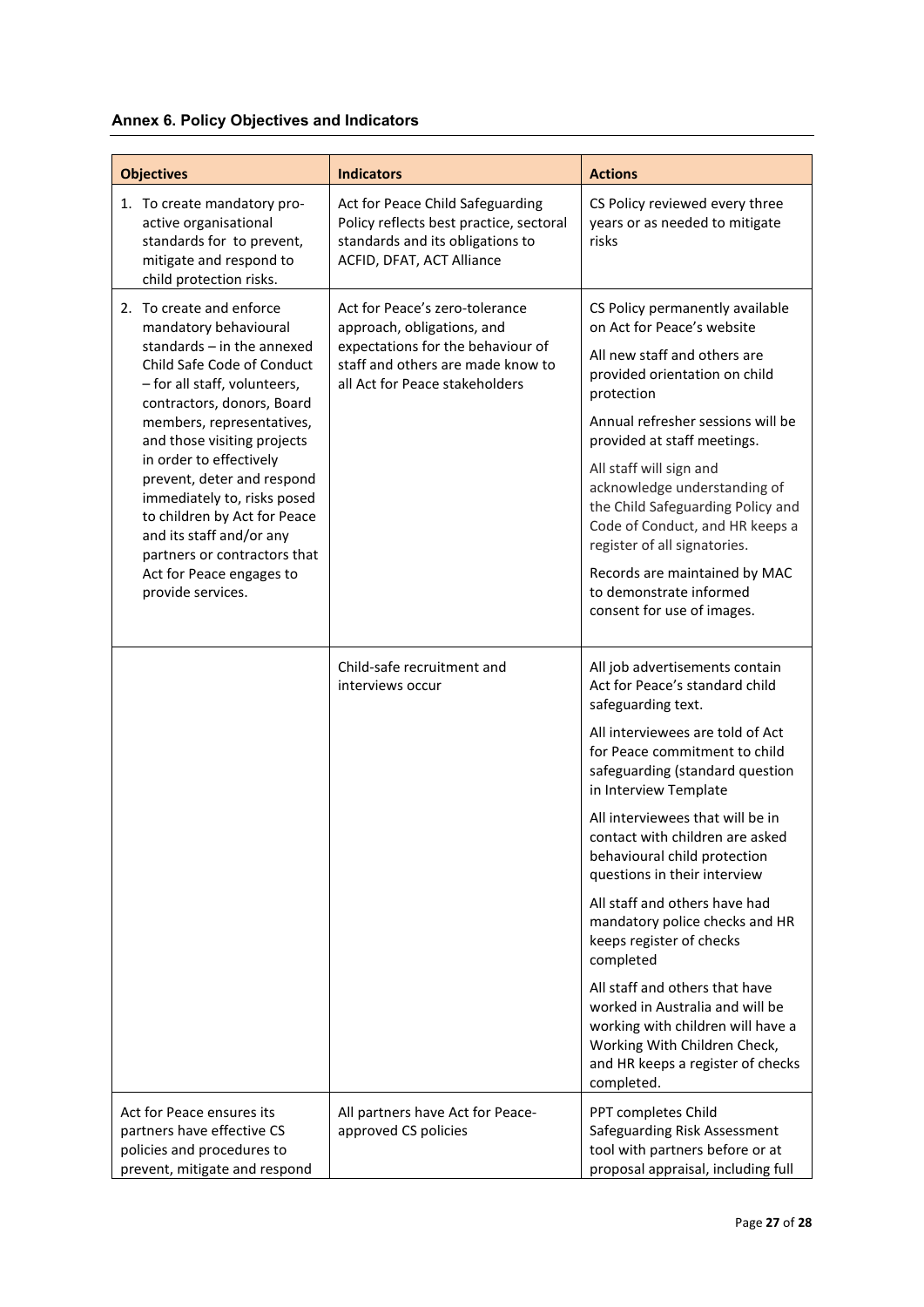### Annex 6. Policy Objectives and Indicators

| Objectives | Indicators | Actions |
| --- | --- | --- |
| 1. To create mandatory pro-active organisational standards for to prevent, mitigate and respond to child protection risks. | Act for Peace Child Safeguarding Policy reflects best practice, sectoral standards and its obligations to ACFID, DFAT, ACT Alliance | CS Policy reviewed every three years or as needed to mitigate risks |
| 2. To create and enforce mandatory behavioural standards – in the annexed Child Safe Code of Conduct – for all staff, volunteers, contractors, donors, Board members, representatives, and those visiting projects in order to effectively prevent, deter and respond immediately to, risks posed to children by Act for Peace and its staff and/or any partners or contractors that Act for Peace engages to provide services. | Act for Peace's zero-tolerance approach, obligations, and expectations for the behaviour of staff and others are made know to all Act for Peace stakeholders | CS Policy permanently available on Act for Peace's website<br><br>All new staff and others are provided orientation on child protection<br><br>Annual refresher sessions will be provided at staff meetings.<br><br>All staff will sign and acknowledge understanding of the Child Safeguarding Policy and Code of Conduct, and HR keeps a register of all signatories.<br><br>Records are maintained by MAC to demonstrate informed consent for use of images. |
| | Child-safe recruitment and interviews occur | All job advertisements contain Act for Peace's standard child safeguarding text.<br><br>All interviewees are told of Act for Peace commitment to child safeguarding (standard question in Interview Template<br><br>All interviewees that will be in contact with children are asked behavioural child protection questions in their interview<br><br>All staff and others have had mandatory police checks and HR keeps register of checks completed<br><br>All staff and others that have worked in Australia and will be working with children will have a Working With Children Check, and HR keeps a register of checks completed. |
| Act for Peace ensures its partners have effective CS policies and procedures to prevent, mitigate and respond | All partners have Act for Peace-approved CS policies | PPT completes Child Safeguarding Risk Assessment tool with partners before or at proposal appraisal, including full |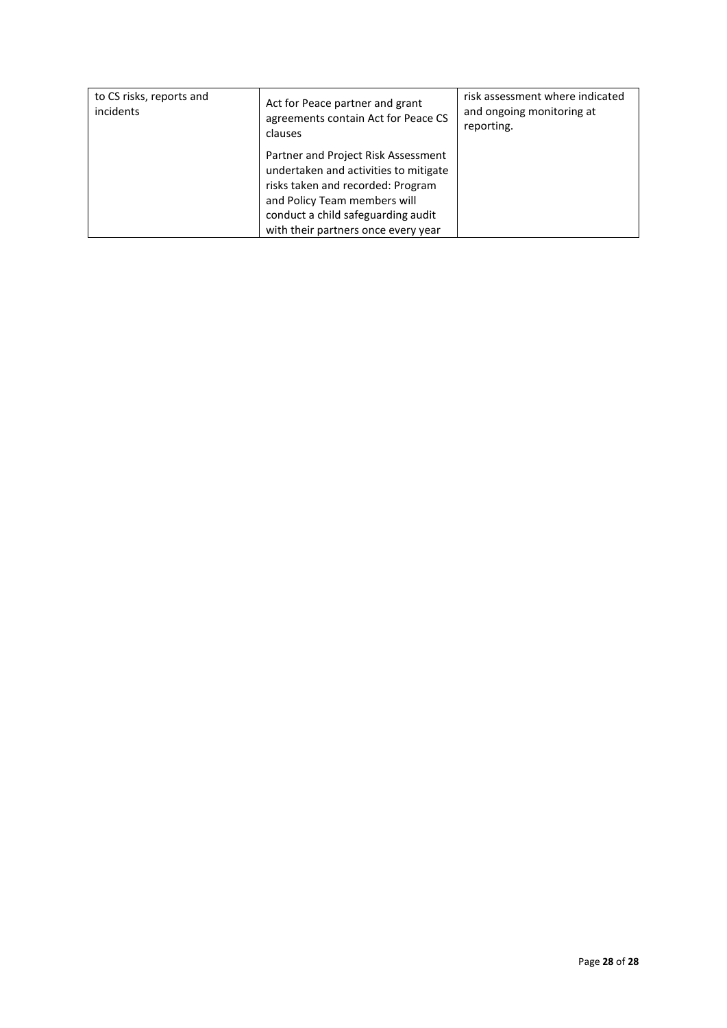| | | |
|---|---|---|
| to CS risks, reports and incidents | Act for Peace partner and grant agreements contain Act for Peace CS clauses<br><br>Partner and Project Risk Assessment undertaken and activities to mitigate risks taken and recorded: Program and Policy Team members will conduct a child safeguarding audit with their partners once every year | risk assessment where indicated and ongoing monitoring at reporting. |